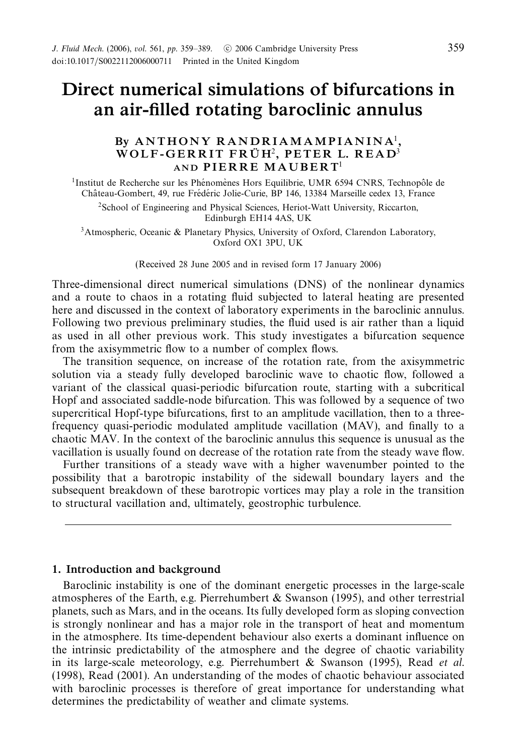# Direct numerical simulations of bifurcations in an air-filled rotating baroclinic annulus

By ANTHONY RANDRIAMAMPIANINA[1], WOLF-GERRIT FRÜH[2], PETER L. READ[3] AND PIERRE MAUBERT[1]

[1]Institut de Recherche sur les Phénomènes Hors Equilibrie, UMR 6594 CNRS, Technopôle de Château-Gombert, 49, rue Frédéric Jolie-Curie, BP 146, 13384 Marseille cedex 13, France

[2]School of Engineering and Physical Sciences, Heriot-Watt University, Riccarton, Edinburgh EH14 4AS, UK

[3]Atmospheric, Oceanic & Planetary Physics, University of Oxford, Clarendon Laboratory, Oxford OX1 3PU, UK

(Received 28 June 2005 and in revised form 17 January 2006)

Three-dimensional direct numerical simulations (DNS) of the nonlinear dynamics and a route to chaos in a rotating fluid subjected to lateral heating are presented here and discussed in the context of laboratory experiments in the baroclinic annulus. Following two previous preliminary studies, the fluid used is air rather than a liquid as used in all other previous work. This study investigates a bifurcation sequence from the axisymmetric flow to a number of complex flows.

The transition sequence, on increase of the rotation rate, from the axisymmetric solution via a steady fully developed baroclinic wave to chaotic flow, followed a variant of the classical quasi-periodic bifurcation route, starting with a subcritical Hopf and associated saddle-node bifurcation. This was followed by a sequence of two supercritical Hopf-type bifurcations, first to an amplitude vacillation, then to a three-frequency quasi-periodic modulated amplitude vacillation (MAV), and finally to a chaotic MAV. In the context of the baroclinic annulus this sequence is unusual as the vacillation is usually found on decrease of the rotation rate from the steady wave flow.

Further transitions of a steady wave with a higher wavenumber pointed to the possibility that a barotropic instability of the sidewall boundary layers and the subsequent breakdown of these barotropic vortices may play a role in the transition to structural vacillation and, ultimately, geostrophic turbulence.

## 1. Introduction and background

Baroclinic instability is one of the dominant energetic processes in the large-scale atmospheres of the Earth, e.g. Pierrehumbert & Swanson (1995), and other terrestrial planets, such as Mars, and in the oceans. Its fully developed form as sloping convection is strongly nonlinear and has a major role in the transport of heat and momentum in the atmosphere. Its time-dependent behaviour also exerts a dominant influence on the intrinsic predictability of the atmosphere and the degree of chaotic variability in its large-scale meteorology, e.g. Pierrehumbert & Swanson (1995), Read *et al.* (1998), Read (2001). An understanding of the modes of chaotic behaviour associated with baroclinic processes is therefore of great importance for understanding what determines the predictability of weather and climate systems.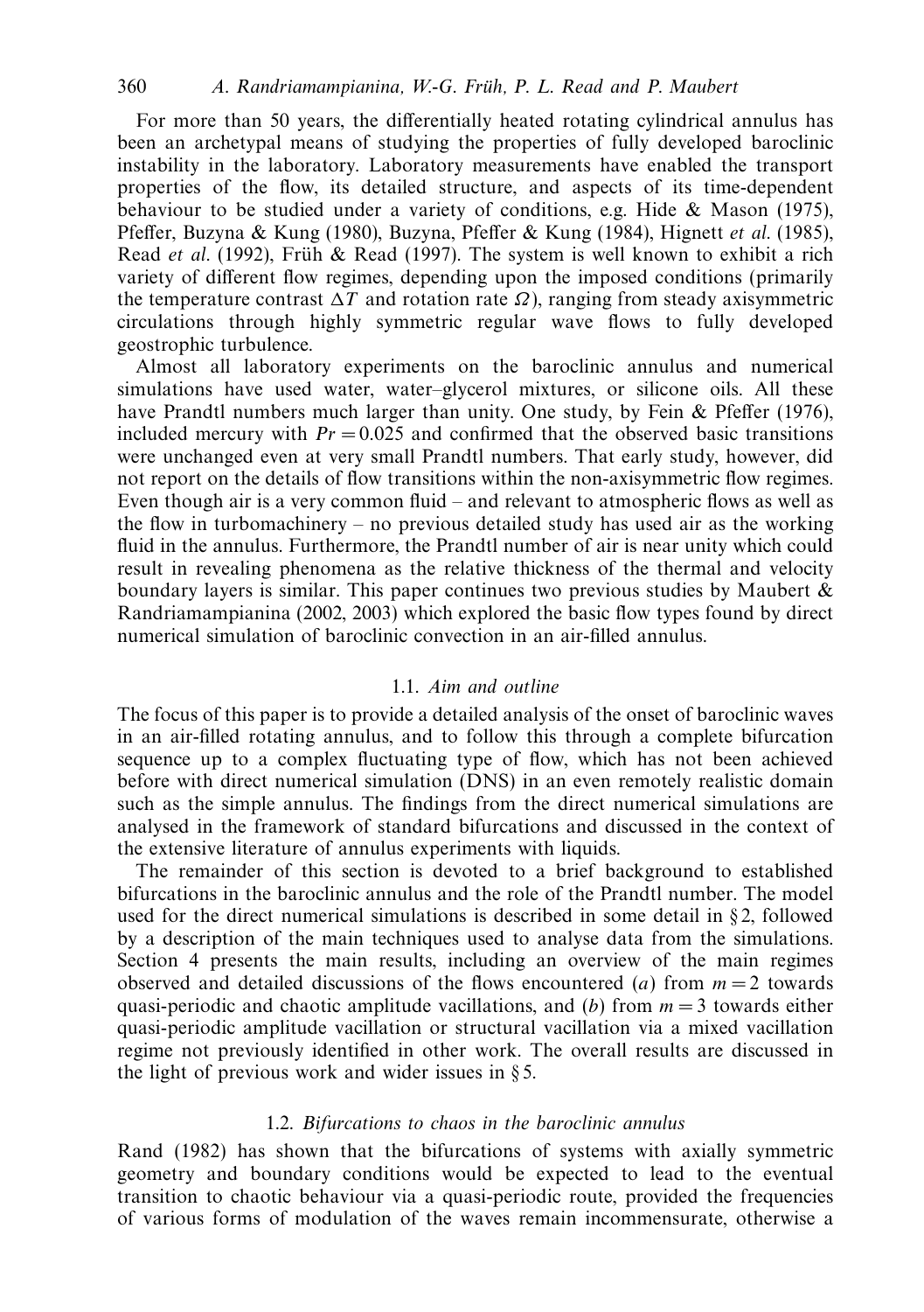For more than 50 years, the differentially heated rotating cylindrical annulus has been an archetypal means of studying the properties of fully developed baroclinic instability in the laboratory. Laboratory measurements have enabled the transport properties of the flow, its detailed structure, and aspects of its time-dependent behaviour to be studied under a variety of conditions, e.g. Hide & Mason (1975), Pfeffer, Buzyna & Kung (1980), Buzyna, Pfeffer & Kung (1984), Hignett *et al.* (1985), Read *et al.* (1992), Früh & Read (1997). The system is well known to exhibit a rich variety of different flow regimes, depending upon the imposed conditions (primarily the temperature contrast $\Delta T$ and rotation rate $\Omega$), ranging from steady axisymmetric circulations through highly symmetric regular wave flows to fully developed geostrophic turbulence.

Almost all laboratory experiments on the baroclinic annulus and numerical simulations have used water, water–glycerol mixtures, or silicone oils. All these have Prandtl numbers much larger than unity. One study, by Fein & Pfeffer (1976), included mercury with $Pr = 0.025$ and confirmed that the observed basic transitions were unchanged even at very small Prandtl numbers. That early study, however, did not report on the details of flow transitions within the non-axisymmetric flow regimes. Even though air is a very common fluid – and relevant to atmospheric flows as well as the flow in turbomachinery – no previous detailed study has used air as the working fluid in the annulus. Furthermore, the Prandtl number of air is near unity which could result in revealing phenomena as the relative thickness of the thermal and velocity boundary layers is similar. This paper continues two previous studies by Maubert & Randriamampianina (2002, 2003) which explored the basic flow types found by direct numerical simulation of baroclinic convection in an air-filled annulus.

### 1.1. *Aim and outline*

The focus of this paper is to provide a detailed analysis of the onset of baroclinic waves in an air-filled rotating annulus, and to follow this through a complete bifurcation sequence up to a complex fluctuating type of flow, which has not been achieved before with direct numerical simulation (DNS) in an even remotely realistic domain such as the simple annulus. The findings from the direct numerical simulations are analysed in the framework of standard bifurcations and discussed in the context of the extensive literature of annulus experiments with liquids.

The remainder of this section is devoted to a brief background to established bifurcations in the baroclinic annulus and the role of the Prandtl number. The model used for the direct numerical simulations is described in some detail in § 2, followed by a description of the main techniques used to analyse data from the simulations. Section 4 presents the main results, including an overview of the main regimes observed and detailed discussions of the flows encountered (*a*) from $m = 2$ towards quasi-periodic and chaotic amplitude vacillations, and (*b*) from $m = 3$ towards either quasi-periodic amplitude vacillation or structural vacillation via a mixed vacillation regime not previously identified in other work. The overall results are discussed in the light of previous work and wider issues in § 5.

### 1.2. *Bifurcations to chaos in the baroclinic annulus*

Rand (1982) has shown that the bifurcations of systems with axially symmetric geometry and boundary conditions would be expected to lead to the eventual transition to chaotic behaviour via a quasi-periodic route, provided the frequencies of various forms of modulation of the waves remain incommensurate, otherwise a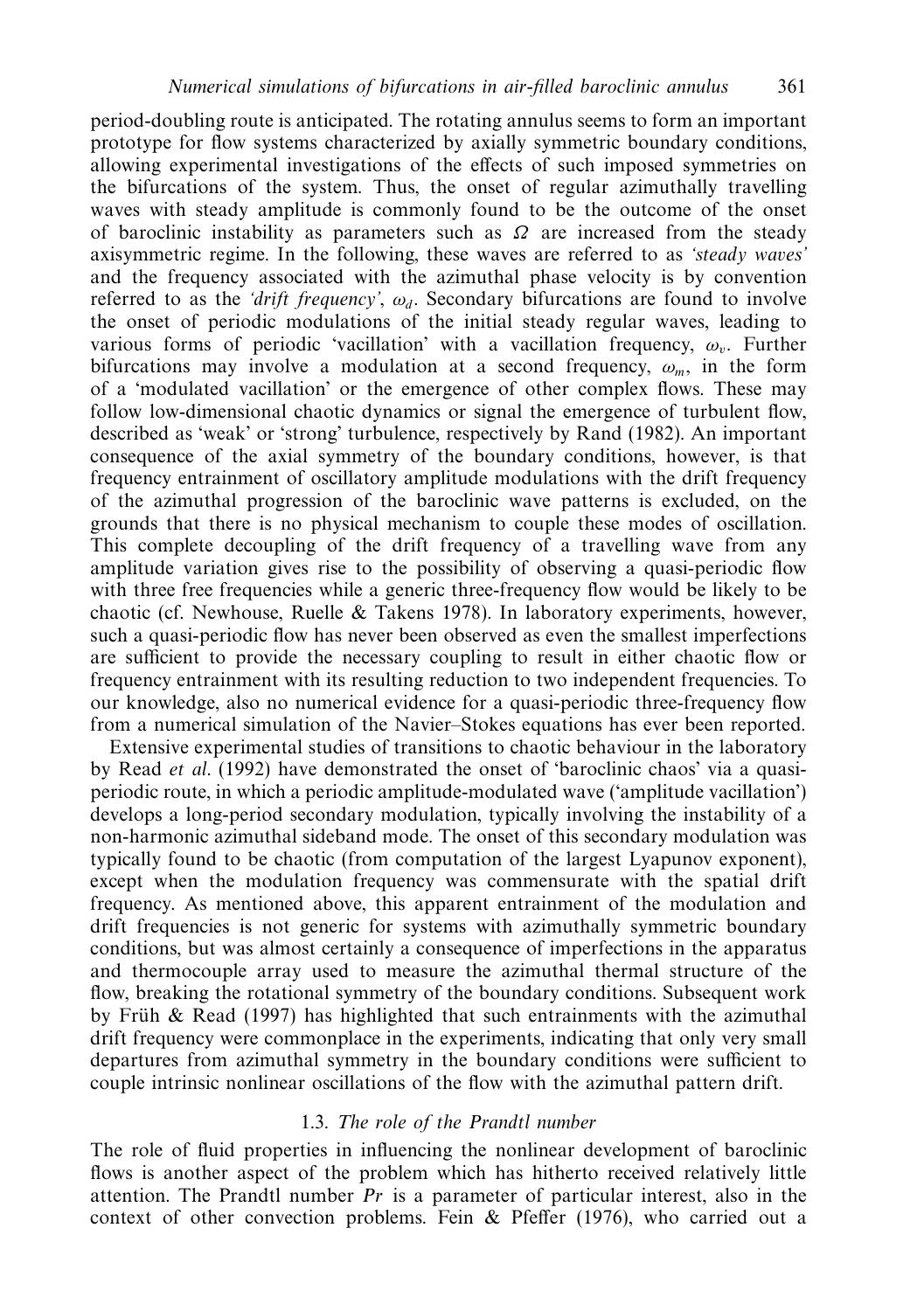period-doubling route is anticipated. The rotating annulus seems to form an important prototype for flow systems characterized by axially symmetric boundary conditions, allowing experimental investigations of the effects of such imposed symmetries on the bifurcations of the system. Thus, the onset of regular azimuthally travelling waves with steady amplitude is commonly found to be the outcome of the onset of baroclinic instability as parameters such as $\Omega$ are increased from the steady axisymmetric regime. In the following, these waves are referred to as *'steady waves'* and the frequency associated with the azimuthal phase velocity is by convention referred to as the *'drift frequency'*, $\omega_d$. Secondary bifurcations are found to involve the onset of periodic modulations of the initial steady regular waves, leading to various forms of periodic 'vacillation' with a vacillation frequency, $\omega_v$. Further bifurcations may involve a modulation at a second frequency, $\omega_m$, in the form of a 'modulated vacillation' or the emergence of other complex flows. These may follow low-dimensional chaotic dynamics or signal the emergence of turbulent flow, described as 'weak' or 'strong' turbulence, respectively by Rand (1982). An important consequence of the axial symmetry of the boundary conditions, however, is that frequency entrainment of oscillatory amplitude modulations with the drift frequency of the azimuthal progression of the baroclinic wave patterns is excluded, on the grounds that there is no physical mechanism to couple these modes of oscillation. This complete decoupling of the drift frequency of a travelling wave from any amplitude variation gives rise to the possibility of observing a quasi-periodic flow with three free frequencies while a generic three-frequency flow would be likely to be chaotic (cf. Newhouse, Ruelle & Takens 1978). In laboratory experiments, however, such a quasi-periodic flow has never been observed as even the smallest imperfections are sufficient to provide the necessary coupling to result in either chaotic flow or frequency entrainment with its resulting reduction to two independent frequencies. To our knowledge, also no numerical evidence for a quasi-periodic three-frequency flow from a numerical simulation of the Navier–Stokes equations has ever been reported.

Extensive experimental studies of transitions to chaotic behaviour in the laboratory by Read *et al*. (1992) have demonstrated the onset of 'baroclinic chaos' via a quasi-periodic route, in which a periodic amplitude-modulated wave ('amplitude vacillation') develops a long-period secondary modulation, typically involving the instability of a non-harmonic azimuthal sideband mode. The onset of this secondary modulation was typically found to be chaotic (from computation of the largest Lyapunov exponent), except when the modulation frequency was commensurate with the spatial drift frequency. As mentioned above, this apparent entrainment of the modulation and drift frequencies is not generic for systems with azimuthally symmetric boundary conditions, but was almost certainly a consequence of imperfections in the apparatus and thermocouple array used to measure the azimuthal thermal structure of the flow, breaking the rotational symmetry of the boundary conditions. Subsequent work by Früh & Read (1997) has highlighted that such entrainments with the azimuthal drift frequency were commonplace in the experiments, indicating that only very small departures from azimuthal symmetry in the boundary conditions were sufficient to couple intrinsic nonlinear oscillations of the flow with the azimuthal pattern drift.

### 1.3. *The role of the Prandtl number*

The role of fluid properties in influencing the nonlinear development of baroclinic flows is another aspect of the problem which has hitherto received relatively little attention. The Prandtl number *Pr* is a parameter of particular interest, also in the context of other convection problems. Fein & Pfeffer (1976), who carried out a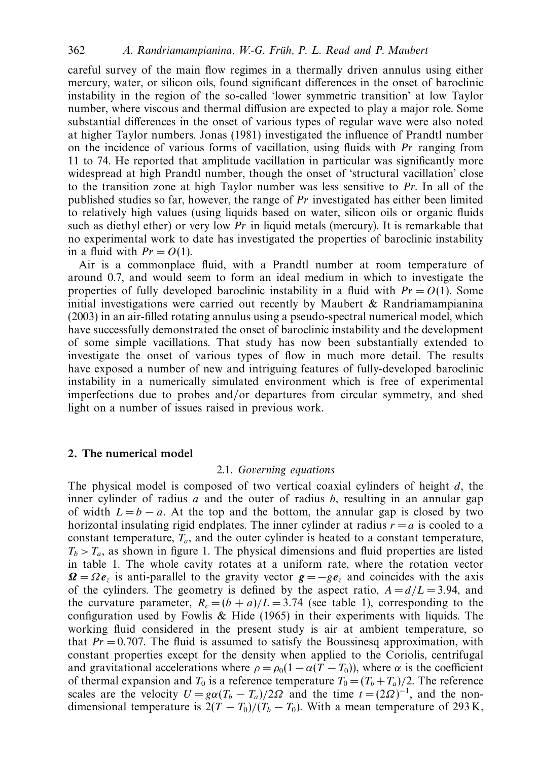careful survey of the main flow regimes in a thermally driven annulus using either mercury, water, or silicon oils, found significant differences in the onset of baroclinic instability in the region of the so-called 'lower symmetric transition' at low Taylor number, where viscous and thermal diffusion are expected to play a major role. Some substantial differences in the onset of various types of regular wave were also noted at higher Taylor numbers. Jonas (1981) investigated the influence of Prandtl number on the incidence of various forms of vacillation, using fluids with $Pr$ ranging from 11 to 74. He reported that amplitude vacillation in particular was significantly more widespread at high Prandtl number, though the onset of 'structural vacillation' close to the transition zone at high Taylor number was less sensitive to $Pr$. In all of the published studies so far, however, the range of $Pr$ investigated has either been limited to relatively high values (using liquids based on water, silicon oils or organic fluids such as diethyl ether) or very low $Pr$ in liquid metals (mercury). It is remarkable that no experimental work to date has investigated the properties of baroclinic instability in a fluid with $Pr = O(1)$.

Air is a commonplace fluid, with a Prandtl number at room temperature of around 0.7, and would seem to form an ideal medium in which to investigate the properties of fully developed baroclinic instability in a fluid with $Pr = O(1)$. Some initial investigations were carried out recently by Maubert & Randriamampianina (2003) in an air-filled rotating annulus using a pseudo-spectral numerical model, which have successfully demonstrated the onset of baroclinic instability and the development of some simple vacillations. That study has now been substantially extended to investigate the onset of various types of flow in much more detail. The results have exposed a number of new and intriguing features of fully-developed baroclinic instability in a numerically simulated environment which is free of experimental imperfections due to probes and/or departures from circular symmetry, and shed light on a number of issues raised in previous work.

## 2. The numerical model

### 2.1. *Governing equations*

The physical model is composed of two vertical coaxial cylinders of height $d$, the inner cylinder of radius $a$ and the outer of radius $b$, resulting in an annular gap of width $L = b - a$. At the top and the bottom, the annular gap is closed by two horizontal insulating rigid endplates. The inner cylinder at radius $r = a$ is cooled to a constant temperature, $T_a$, and the outer cylinder is heated to a constant temperature, $T_b > T_a$, as shown in figure 1. The physical dimensions and fluid properties are listed in table 1. The whole cavity rotates at a uniform rate, where the rotation vector $\boldsymbol{\Omega} = \Omega \boldsymbol{e}_z$ is anti-parallel to the gravity vector $\boldsymbol{g} = -g\boldsymbol{e}_z$ and coincides with the axis of the cylinders. The geometry is defined by the aspect ratio, $A = d/L = 3.94$, and the curvature parameter, $R_c = (b + a)/L = 3.74$ (see table 1), corresponding to the configuration used by Fowlis & Hide (1965) in their experiments with liquids. The working fluid considered in the present study is air at ambient temperature, so that $Pr = 0.707$. The fluid is assumed to satisfy the Boussinesq approximation, with constant properties except for the density when applied to the Coriolis, centrifugal and gravitational accelerations where $\rho = \rho_0(1 - \alpha(T - T_0))$, where $\alpha$ is the coefficient of thermal expansion and $T_0$ is a reference temperature $T_0 = (T_b + T_a)/2$. The reference scales are the velocity $U = g\alpha(T_b - T_a)/2\Omega$ and the time $t = (2\Omega)^{-1}$, and the non-dimensional temperature is $2(T - T_0)/(T_b - T_0)$. With a mean temperature of 293 K,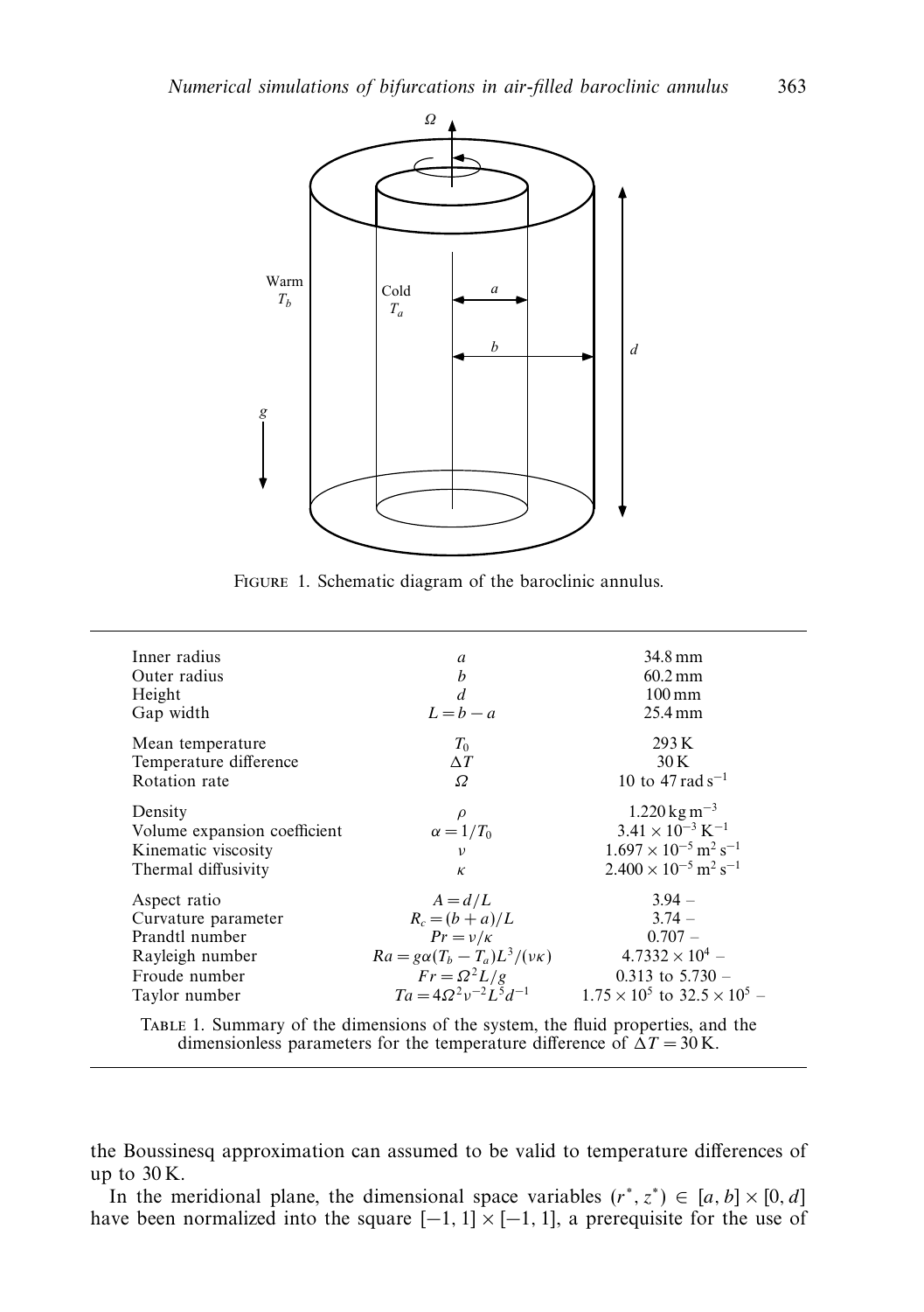FIGURE 1. Schematic diagram of the baroclinic annulus.

| | | |
|---|---|---|
| Inner radius | $a$ | 34.8 mm |
| Outer radius | $b$ | 60.2 mm |
| Height | $d$ | 100 mm |
| Gap width | $L = b - a$ | 25.4 mm |
| Mean temperature | $T_0$ | 293 K |
| Temperature difference | $\Delta T$ | 30 K |
| Rotation rate | $\Omega$ | 10 to 47 rad $s^{-1}$ |
| Density | $\rho$ | 1.220 kg $m^{-3}$ |
| Volume expansion coefficient | $\alpha = 1/T_0$ | $3.41 \times 10^{-3}$ $K^{-1}$ |
| Kinematic viscosity | $\nu$ | $1.697 \times 10^{-5}$ $m^2$ $s^{-1}$ |
| Thermal diffusivity | $\kappa$ | $2.400 \times 10^{-5}$ $m^2$ $s^{-1}$ |
| Aspect ratio | $A = d/L$ | 3.94 – |
| Curvature parameter | $R_c = (b + a)/L$ | 3.74 – |
| Prandtl number | $Pr = \nu/\kappa$ | 0.707 – |
| Rayleigh number | $Ra = g\alpha(T_b - T_a)L^3/(\nu\kappa)$ | $4.7332 \times 10^4$ – |
| Froude number | $Fr = \Omega^2 L/g$ | 0.313 to 5.730 – |
| Taylor number | $Ta = 4\Omega^2\nu^{-2}L^5 d^{-1}$ | $1.75 \times 10^5$ to $32.5 \times 10^5$ – |

TABLE 1. Summary of the dimensions of the system, the fluid properties, and the dimensionless parameters for the temperature difference of $\Delta T = 30$ K.

the Boussinesq approximation can assumed to be valid to temperature differences of up to 30 K.

In the meridional plane, the dimensional space variables $(r^*, z^*) \in [a, b] \times [0, d]$ have been normalized into the square $[-1, 1] \times [-1, 1]$, a prerequisite for the use of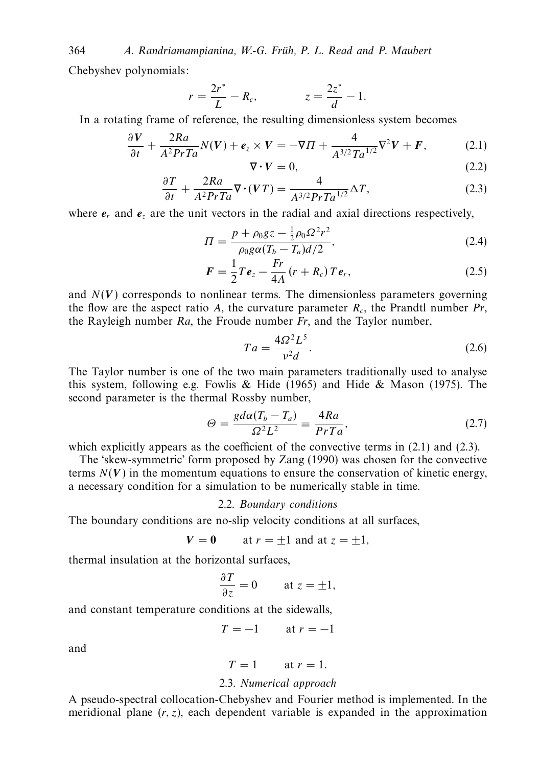Chebyshev polynomials:

$$r = \frac{2r^*}{L} - R_c, \qquad z = \frac{2z^*}{d} - 1.$$

In a rotating frame of reference, the resulting dimensionless system becomes

$$\frac{\partial \boldsymbol{V}}{\partial t} + \frac{2Ra}{A^2 Pr Ta} N(\boldsymbol{V}) + \boldsymbol{e}_z \times \boldsymbol{V} = -\nabla \Pi + \frac{4}{A^{3/2} Ta^{1/2}} \nabla^2 \boldsymbol{V} + \boldsymbol{F}, \tag{2.1}$$

$$\nabla \cdot \boldsymbol{V} = 0, \tag{2.2}$$

$$\frac{\partial T}{\partial t} + \frac{2Ra}{A^2 Pr Ta} \nabla \cdot (\boldsymbol{V} T) = \frac{4}{A^{3/2} Pr Ta^{1/2}} \Delta T, \tag{2.3}$$

where $\boldsymbol{e}_r$ and $\boldsymbol{e}_z$ are the unit vectors in the radial and axial directions respectively,

$$\Pi = \frac{p + \rho_0 g z - \frac{1}{2}\rho_0 \Omega^2 r^2}{\rho_0 g \alpha (T_b - T_a) d/2}, \tag{2.4}$$

$$\boldsymbol{F} = \frac{1}{2} T \boldsymbol{e}_z - \frac{Fr}{4A}(r + R_c) T \boldsymbol{e}_r, \tag{2.5}$$

and $N(\boldsymbol{V})$ corresponds to nonlinear terms. The dimensionless parameters governing the flow are the aspect ratio $A$, the curvature parameter $R_c$, the Prandtl number $Pr$, the Rayleigh number $Ra$, the Froude number $Fr$, and the Taylor number,

$$Ta = \frac{4\Omega^2 L^5}{\nu^2 d}. \tag{2.6}$$

The Taylor number is one of the two main parameters traditionally used to analyse this system, following e.g. Fowlis & Hide (1965) and Hide & Mason (1975). The second parameter is the thermal Rossby number,

$$\Theta = \frac{g d \alpha (T_b - T_a)}{\Omega^2 L^2} \equiv \frac{4Ra}{Pr Ta}, \tag{2.7}$$

which explicitly appears as the coefficient of the convective terms in (2.1) and (2.3).

The 'skew-symmetric' form proposed by Zang (1990) was chosen for the convective terms $N(\boldsymbol{V})$ in the momentum equations to ensure the conservation of kinetic energy, a necessary condition for a simulation to be numerically stable in time.

### 2.2. *Boundary conditions*

The boundary conditions are no-slip velocity conditions at all surfaces,

$$\boldsymbol{V} = \boldsymbol{0} \qquad \text{at } r = \pm 1 \text{ and at } z = \pm 1,$$

thermal insulation at the horizontal surfaces,

$$\frac{\partial T}{\partial z} = 0 \qquad \text{at } z = \pm 1,$$

and constant temperature conditions at the sidewalls,

$$T = -1 \qquad \text{at } r = -1$$

and

$$T = 1 \qquad \text{at } r = 1.$$

### 2.3. *Numerical approach*

A pseudo-spectral collocation-Chebyshev and Fourier method is implemented. In the meridional plane $(r, z)$, each dependent variable is expanded in the approximation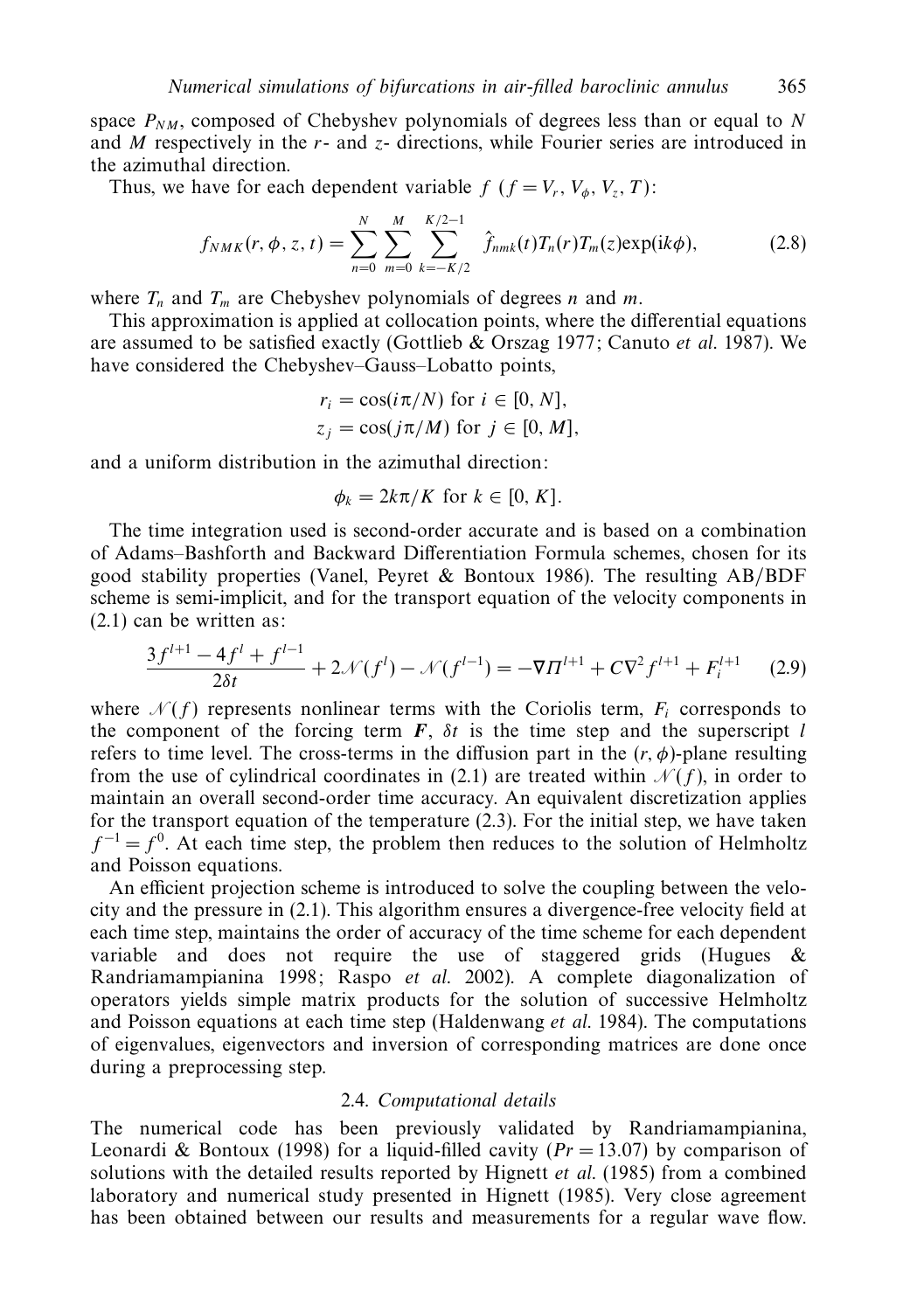space $P_{NM}$, composed of Chebyshev polynomials of degrees less than or equal to $N$ and $M$ respectively in the $r$- and $z$- directions, while Fourier series are introduced in the azimuthal direction.

Thus, we have for each dependent variable $f$ ($f = V_r, V_\phi, V_z, T$):

$$f_{NMK}(r, \phi, z, t) = \sum_{n=0}^{N} \sum_{m=0}^{M} \sum_{k=-K/2}^{K/2-1} \hat{f}_{nmk}(t) T_n(r) T_m(z) \exp(\mathrm{i}k\phi), \tag{2.8}$$

where $T_n$ and $T_m$ are Chebyshev polynomials of degrees $n$ and $m$.

This approximation is applied at collocation points, where the differential equations are assumed to be satisfied exactly (Gottlieb & Orszag 1977; Canuto *et al.* 1987). We have considered the Chebyshev–Gauss–Lobatto points,

$$r_i = \cos(i\pi/N) \text{ for } i \in [0, N],$$
$$z_j = \cos(j\pi/M) \text{ for } j \in [0, M],$$

and a uniform distribution in the azimuthal direction:

$$\phi_k = 2k\pi/K \text{ for } k \in [0, K].$$

The time integration used is second-order accurate and is based on a combination of Adams–Bashforth and Backward Differentiation Formula schemes, chosen for its good stability properties (Vanel, Peyret & Bontoux 1986). The resulting AB/BDF scheme is semi-implicit, and for the transport equation of the velocity components in (2.1) can be written as:

$$\frac{3f^{l+1} - 4f^{l} + f^{l-1}}{2\delta t} + 2\mathcal{N}(f^l) - \mathcal{N}(f^{l-1}) = -\nabla \Pi^{l+1} + C\nabla^2 f^{l+1} + F_i^{l+1} \tag{2.9}$$

where $\mathcal{N}(f)$ represents nonlinear terms with the Coriolis term, $F_i$ corresponds to the component of the forcing term $\boldsymbol{F}$, $\delta t$ is the time step and the superscript $l$ refers to time level. The cross-terms in the diffusion part in the $(r, \phi)$-plane resulting from the use of cylindrical coordinates in (2.1) are treated within $\mathcal{N}(f)$, in order to maintain an overall second-order time accuracy. An equivalent discretization applies for the transport equation of the temperature (2.3). For the initial step, we have taken $f^{-1} = f^0$. At each time step, the problem then reduces to the solution of Helmholtz and Poisson equations.

An efficient projection scheme is introduced to solve the coupling between the velocity and the pressure in (2.1). This algorithm ensures a divergence-free velocity field at each time step, maintains the order of accuracy of the time scheme for each dependent variable and does not require the use of staggered grids (Hugues & Randriamampianina 1998; Raspo *et al.* 2002). A complete diagonalization of operators yields simple matrix products for the solution of successive Helmholtz and Poisson equations at each time step (Haldenwang *et al.* 1984). The computations of eigenvalues, eigenvectors and inversion of corresponding matrices are done once during a preprocessing step.

### 2.4. *Computational details*

The numerical code has been previously validated by Randriamampianina, Leonardi & Bontoux (1998) for a liquid-filled cavity ($Pr = 13.07$) by comparison of solutions with the detailed results reported by Hignett *et al.* (1985) from a combined laboratory and numerical study presented in Hignett (1985). Very close agreement has been obtained between our results and measurements for a regular wave flow.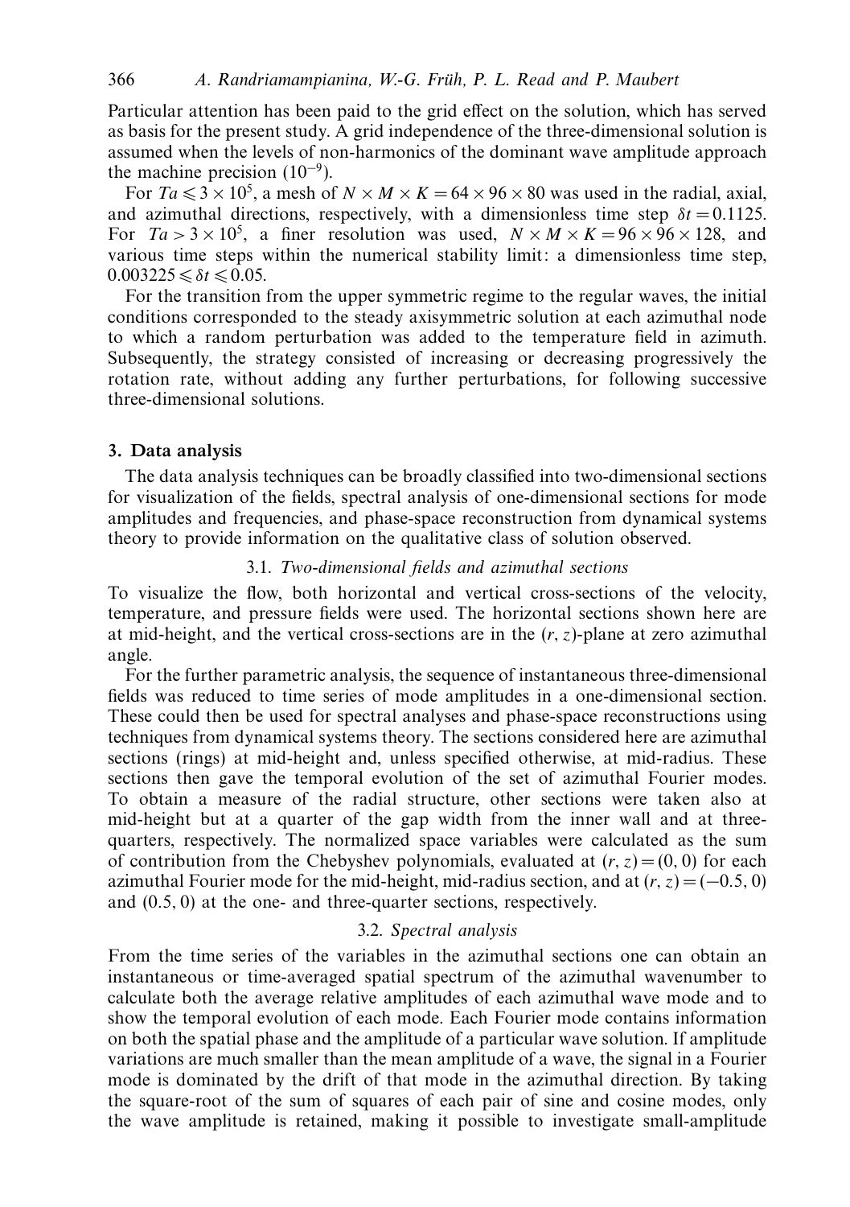Particular attention has been paid to the grid effect on the solution, which has served as basis for the present study. A grid independence of the three-dimensional solution is assumed when the levels of non-harmonics of the dominant wave amplitude approach the machine precision ($10^{-9}$).

For $Ta \leqslant 3 \times 10^5$, a mesh of $N \times M \times K = 64 \times 96 \times 80$ was used in the radial, axial, and azimuthal directions, respectively, with a dimensionless time step $\delta t = 0.1125$. For $Ta > 3 \times 10^5$, a finer resolution was used, $N \times M \times K = 96 \times 96 \times 128$, and various time steps within the numerical stability limit: a dimensionless time step, $0.003225 \leqslant \delta t \leqslant 0.05$.

For the transition from the upper symmetric regime to the regular waves, the initial conditions corresponded to the steady axisymmetric solution at each azimuthal node to which a random perturbation was added to the temperature field in azimuth. Subsequently, the strategy consisted of increasing or decreasing progressively the rotation rate, without adding any further perturbations, for following successive three-dimensional solutions.

## 3. Data analysis

The data analysis techniques can be broadly classified into two-dimensional sections for visualization of the fields, spectral analysis of one-dimensional sections for mode amplitudes and frequencies, and phase-space reconstruction from dynamical systems theory to provide information on the qualitative class of solution observed.

### 3.1. *Two-dimensional fields and azimuthal sections*

To visualize the flow, both horizontal and vertical cross-sections of the velocity, temperature, and pressure fields were used. The horizontal sections shown here are at mid-height, and the vertical cross-sections are in the $(r, z)$-plane at zero azimuthal angle.

For the further parametric analysis, the sequence of instantaneous three-dimensional fields was reduced to time series of mode amplitudes in a one-dimensional section. These could then be used for spectral analyses and phase-space reconstructions using techniques from dynamical systems theory. The sections considered here are azimuthal sections (rings) at mid-height and, unless specified otherwise, at mid-radius. These sections then gave the temporal evolution of the set of azimuthal Fourier modes. To obtain a measure of the radial structure, other sections were taken also at mid-height but at a quarter of the gap width from the inner wall and at three-quarters, respectively. The normalized space variables were calculated as the sum of contribution from the Chebyshev polynomials, evaluated at $(r, z) = (0, 0)$ for each azimuthal Fourier mode for the mid-height, mid-radius section, and at $(r, z) = (-0.5, 0)$ and $(0.5, 0)$ at the one- and three-quarter sections, respectively.

### 3.2. *Spectral analysis*

From the time series of the variables in the azimuthal sections one can obtain an instantaneous or time-averaged spatial spectrum of the azimuthal wavenumber to calculate both the average relative amplitudes of each azimuthal wave mode and to show the temporal evolution of each mode. Each Fourier mode contains information on both the spatial phase and the amplitude of a particular wave solution. If amplitude variations are much smaller than the mean amplitude of a wave, the signal in a Fourier mode is dominated by the drift of that mode in the azimuthal direction. By taking the square-root of the sum of squares of each pair of sine and cosine modes, only the wave amplitude is retained, making it possible to investigate small-amplitude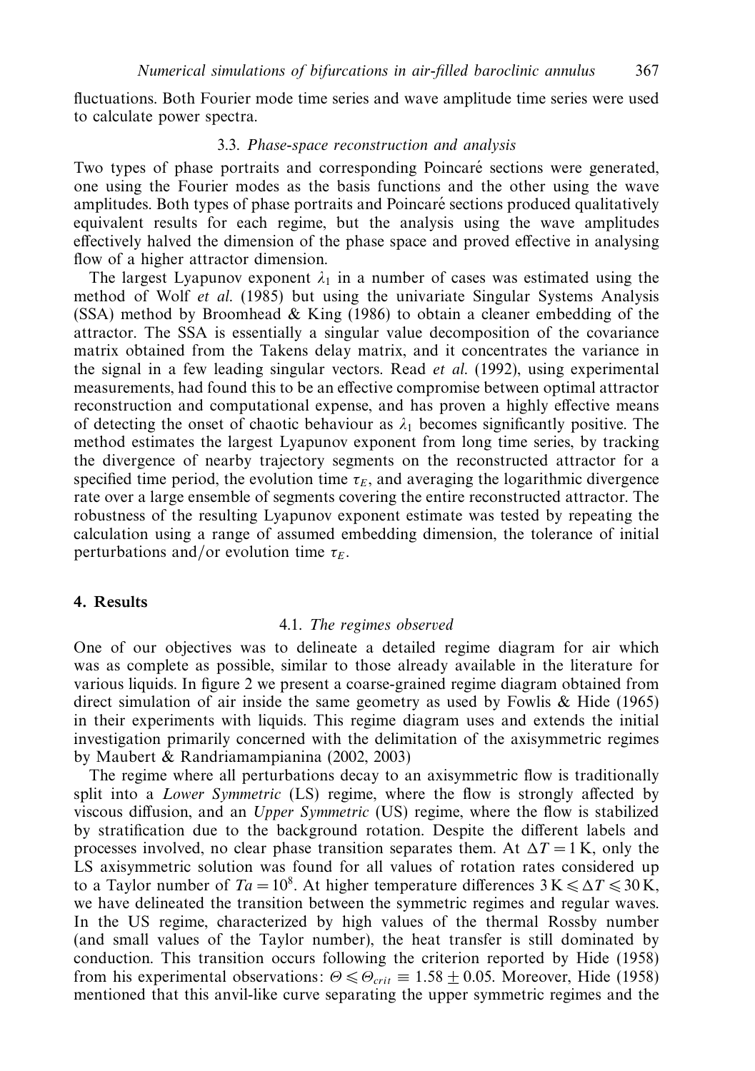fluctuations. Both Fourier mode time series and wave amplitude time series were used to calculate power spectra.

### 3.3. *Phase-space reconstruction and analysis*

Two types of phase portraits and corresponding Poincaré sections were generated, one using the Fourier modes as the basis functions and the other using the wave amplitudes. Both types of phase portraits and Poincaré sections produced qualitatively equivalent results for each regime, but the analysis using the wave amplitudes effectively halved the dimension of the phase space and proved effective in analysing flow of a higher attractor dimension.

The largest Lyapunov exponent $\lambda_1$ in a number of cases was estimated using the method of Wolf *et al.* (1985) but using the univariate Singular Systems Analysis (SSA) method by Broomhead & King (1986) to obtain a cleaner embedding of the attractor. The SSA is essentially a singular value decomposition of the covariance matrix obtained from the Takens delay matrix, and it concentrates the variance in the signal in a few leading singular vectors. Read *et al.* (1992), using experimental measurements, had found this to be an effective compromise between optimal attractor reconstruction and computational expense, and has proven a highly effective means of detecting the onset of chaotic behaviour as $\lambda_1$ becomes significantly positive. The method estimates the largest Lyapunov exponent from long time series, by tracking the divergence of nearby trajectory segments on the reconstructed attractor for a specified time period, the evolution time $\tau_E$, and averaging the logarithmic divergence rate over a large ensemble of segments covering the entire reconstructed attractor. The robustness of the resulting Lyapunov exponent estimate was tested by repeating the calculation using a range of assumed embedding dimension, the tolerance of initial perturbations and/or evolution time $\tau_E$.

## 4. Results

### 4.1. *The regimes observed*

One of our objectives was to delineate a detailed regime diagram for air which was as complete as possible, similar to those already available in the literature for various liquids. In figure 2 we present a coarse-grained regime diagram obtained from direct simulation of air inside the same geometry as used by Fowlis & Hide (1965) in their experiments with liquids. This regime diagram uses and extends the initial investigation primarily concerned with the delimitation of the axisymmetric regimes by Maubert & Randriamampianina (2002, 2003)

The regime where all perturbations decay to an axisymmetric flow is traditionally split into a *Lower Symmetric* (LS) regime, where the flow is strongly affected by viscous diffusion, and an *Upper Symmetric* (US) regime, where the flow is stabilized by stratification due to the background rotation. Despite the different labels and processes involved, no clear phase transition separates them. At $\Delta T = 1\,\mathrm{K}$, only the LS axisymmetric solution was found for all values of rotation rates considered up to a Taylor number of $Ta = 10^8$. At higher temperature differences $3\,\mathrm{K} \leqslant \Delta T \leqslant 30\,\mathrm{K}$, we have delineated the transition between the symmetric regimes and regular waves. In the US regime, characterized by high values of the thermal Rossby number (and small values of the Taylor number), the heat transfer is still dominated by conduction. This transition occurs following the criterion reported by Hide (1958) from his experimental observations: $\Theta \leqslant \Theta_{crit} \equiv 1.58 \pm 0.05$. Moreover, Hide (1958) mentioned that this anvil-like curve separating the upper symmetric regimes and the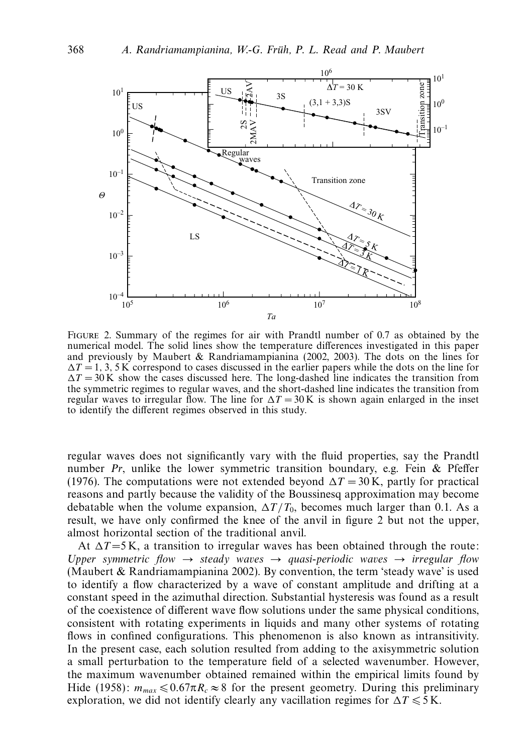FIGURE 2. Summary of the regimes for air with Prandtl number of 0.7 as obtained by the numerical model. The solid lines show the temperature differences investigated in this paper and previously by Maubert & Randriamampianina (2002, 2003). The dots on the lines for $\Delta T = 1, 3, 5$ K correspond to cases discussed in the earlier papers while the dots on the line for $\Delta T = 30$ K show the cases discussed here. The long-dashed line indicates the transition from the symmetric regimes to regular waves, and the short-dashed line indicates the transition from regular waves to irregular flow. The line for $\Delta T = 30$ K is shown again enlarged in the inset to identify the different regimes observed in this study.

regular waves does not significantly vary with the fluid properties, say the Prandtl number $Pr$, unlike the lower symmetric transition boundary, e.g. Fein & Pfeffer (1976). The computations were not extended beyond $\Delta T = 30$ K, partly for practical reasons and partly because the validity of the Boussinesq approximation may become debatable when the volume expansion, $\Delta T/T_0$, becomes much larger than 0.1. As a result, we have only confirmed the knee of the anvil in figure 2 but not the upper, almost horizontal section of the traditional anvil.

At $\Delta T = 5$ K, a transition to irregular waves has been obtained through the route: *Upper symmetric flow → steady waves → quasi-periodic waves → irregular flow* (Maubert & Randriamampianina 2002). By convention, the term 'steady wave' is used to identify a flow characterized by a wave of constant amplitude and drifting at a constant speed in the azimuthal direction. Substantial hysteresis was found as a result of the coexistence of different wave flow solutions under the same physical conditions, consistent with rotating experiments in liquids and many other systems of rotating flows in confined configurations. This phenomenon is also known as intransitivity. In the present case, each solution resulted from adding to the axisymmetric solution a small perturbation to the temperature field of a selected wavenumber. However, the maximum wavenumber obtained remained within the empirical limits found by Hide (1958): $m_{max} \leqslant 0.67\pi R_c \approx 8$ for the present geometry. During this preliminary exploration, we did not identify clearly any vacillation regimes for $\Delta T \leqslant 5$ K.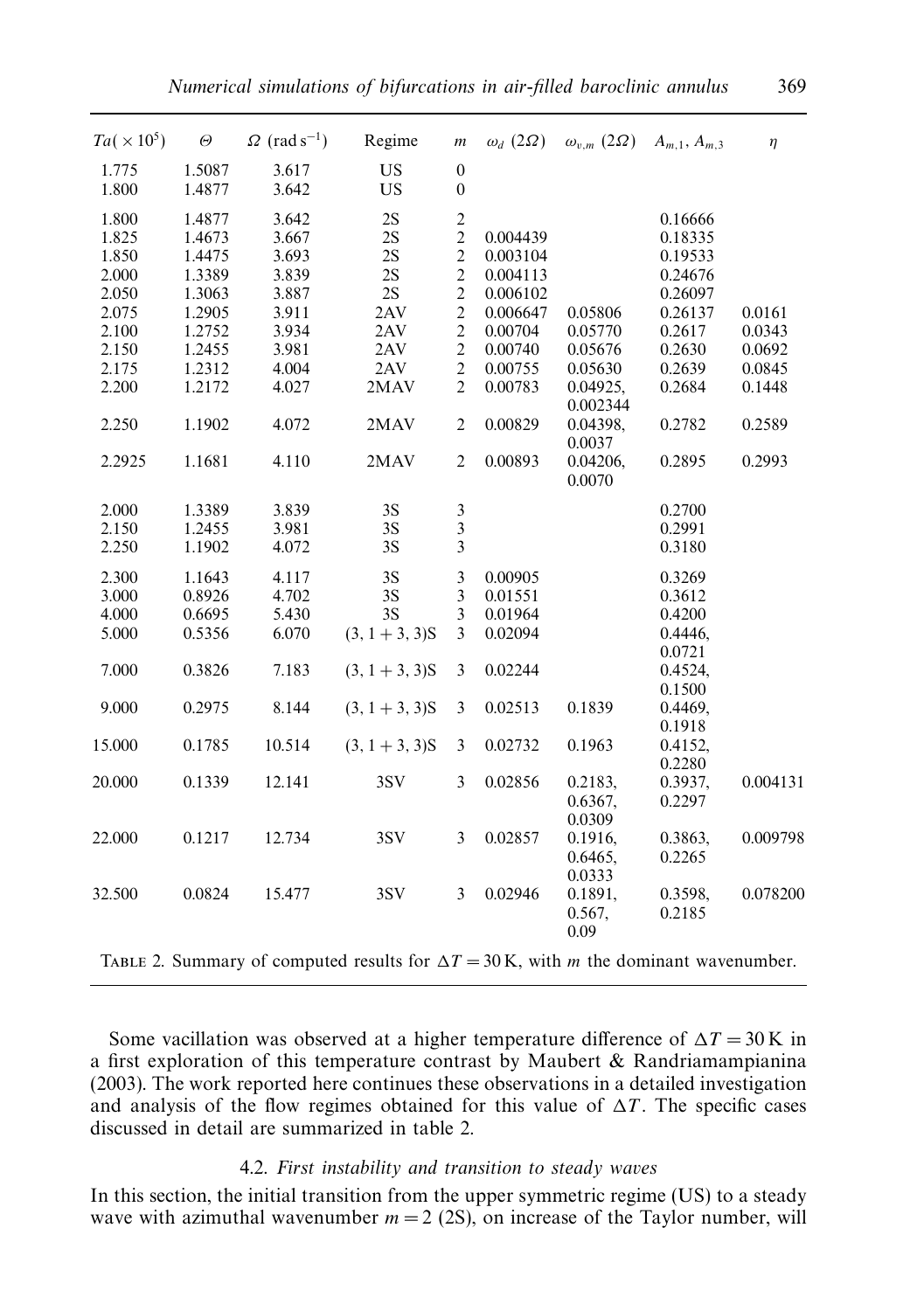| $Ta(\times 10^5)$ | $\Theta$ | $\Omega$ (rad s$^{-1}$) | Regime | $m$ | $\omega_d$ $(2\Omega)$ | $\omega_{v,m}$ $(2\Omega)$ | $A_{m,1}$, $A_{m,3}$ | $\eta$ |
|---|---|---|---|---|---|---|---|---|
| 1.775 | 1.5087 | 3.617 | US | 0 | | | | |
| 1.800 | 1.4877 | 3.642 | US | 0 | | | | |
| 1.800 | 1.4877 | 3.642 | 2S | 2 | | | 0.16666 | |
| 1.825 | 1.4673 | 3.667 | 2S | 2 | 0.004439 | | 0.18335 | |
| 1.850 | 1.4475 | 3.693 | 2S | 2 | 0.003104 | | 0.19533 | |
| 2.000 | 1.3389 | 3.839 | 2S | 2 | 0.004113 | | 0.24676 | |
| 2.050 | 1.3063 | 3.887 | 2S | 2 | 0.006102 | | 0.26097 | |
| 2.075 | 1.2905 | 3.911 | 2AV | 2 | 0.006647 | 0.05806 | 0.26137 | 0.0161 |
| 2.100 | 1.2752 | 3.934 | 2AV | 2 | 0.00704 | 0.05770 | 0.2617 | 0.0343 |
| 2.150 | 1.2455 | 3.981 | 2AV | 2 | 0.00740 | 0.05676 | 0.2630 | 0.0692 |
| 2.175 | 1.2312 | 4.004 | 2AV | 2 | 0.00755 | 0.05630 | 0.2639 | 0.0845 |
| 2.200 | 1.2172 | 4.027 | 2MAV | 2 | 0.00783 | 0.04925, 0.002344 | 0.2684 | 0.1448 |
| 2.250 | 1.1902 | 4.072 | 2MAV | 2 | 0.00829 | 0.04398, 0.0037 | 0.2782 | 0.2589 |
| 2.2925 | 1.1681 | 4.110 | 2MAV | 2 | 0.00893 | 0.04206, 0.0070 | 0.2895 | 0.2993 |
| 2.000 | 1.3389 | 3.839 | 3S | 3 | | | 0.2700 | |
| 2.150 | 1.2455 | 3.981 | 3S | 3 | | | 0.2991 | |
| 2.250 | 1.1902 | 4.072 | 3S | 3 | | | 0.3180 | |
| 2.300 | 1.1643 | 4.117 | 3S | 3 | 0.00905 | | 0.3269 | |
| 3.000 | 0.8926 | 4.702 | 3S | 3 | 0.01551 | | 0.3612 | |
| 4.000 | 0.6695 | 5.430 | 3S | 3 | 0.01964 | | 0.4200 | |
| 5.000 | 0.5356 | 6.070 | $(3, 1+3, 3)$S | 3 | 0.02094 | | 0.4446, 0.0721 | |
| 7.000 | 0.3826 | 7.183 | $(3, 1+3, 3)$S | 3 | 0.02244 | | 0.4524, 0.1500 | |
| 9.000 | 0.2975 | 8.144 | $(3, 1+3, 3)$S | 3 | 0.02513 | 0.1839 | 0.4469, 0.1918 | |
| 15.000 | 0.1785 | 10.514 | $(3, 1+3, 3)$S | 3 | 0.02732 | 0.1963 | 0.4152, 0.2280 | |
| 20.000 | 0.1339 | 12.141 | 3SV | 3 | 0.02856 | 0.2183, 0.6367, 0.0309 | 0.3937, 0.2297 | 0.004131 |
| 22.000 | 0.1217 | 12.734 | 3SV | 3 | 0.02857 | 0.1916, 0.6465, 0.0333 | 0.3863, 0.2265 | 0.009798 |
| 32.500 | 0.0824 | 15.477 | 3SV | 3 | 0.02946 | 0.1891, 0.567, 0.09 | 0.3598, 0.2185 | 0.078200 |

TABLE 2. Summary of computed results for $\Delta T = 30$ K, with $m$ the dominant wavenumber.

Some vacillation was observed at a higher temperature difference of $\Delta T = 30$ K in a first exploration of this temperature contrast by Maubert & Randriamampianina (2003). The work reported here continues these observations in a detailed investigation and analysis of the flow regimes obtained for this value of $\Delta T$. The specific cases discussed in detail are summarized in table 2.

### 4.2. *First instability and transition to steady waves*

In this section, the initial transition from the upper symmetric regime (US) to a steady wave with azimuthal wavenumber $m = 2$ (2S), on increase of the Taylor number, will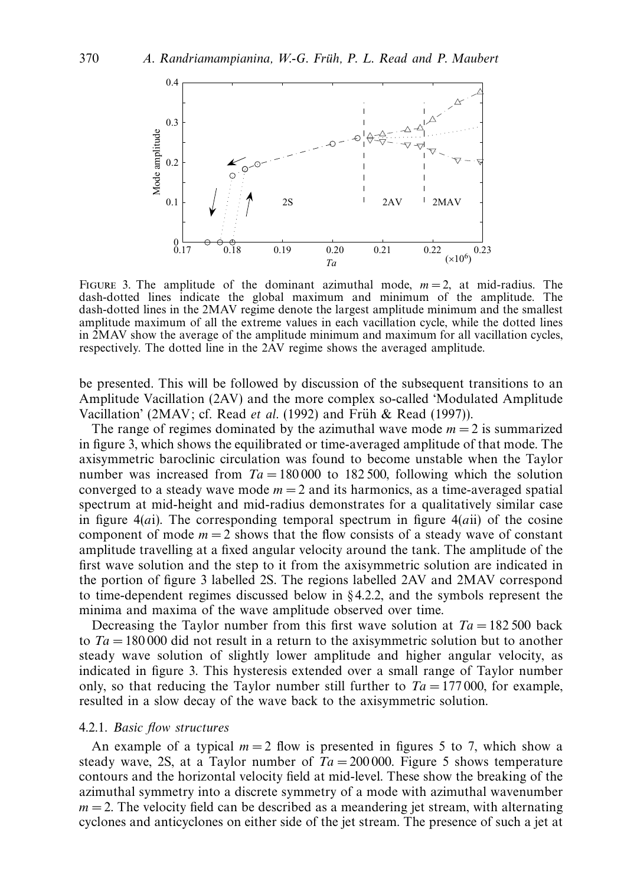FIGURE 3. The amplitude of the dominant azimuthal mode, $m = 2$, at mid-radius. The dash-dotted lines indicate the global maximum and minimum of the amplitude. The dash-dotted lines in the 2MAV regime denote the largest amplitude minimum and the smallest amplitude maximum of all the extreme values in each vacillation cycle, while the dotted lines in 2MAV show the average of the amplitude minimum and maximum for all vacillation cycles, respectively. The dotted line in the 2AV regime shows the averaged amplitude.

be presented. This will be followed by discussion of the subsequent transitions to an Amplitude Vacillation (2AV) and the more complex so-called 'Modulated Amplitude Vacillation' (2MAV; cf. Read *et al.* (1992) and Früh & Read (1997)).

The range of regimes dominated by the azimuthal wave mode $m = 2$ is summarized in figure 3, which shows the equilibrated or time-averaged amplitude of that mode. The axisymmetric baroclinic circulation was found to become unstable when the Taylor number was increased from $Ta = 180\,000$ to 182 500, following which the solution converged to a steady wave mode $m = 2$ and its harmonics, as a time-averaged spatial spectrum at mid-height and mid-radius demonstrates for a qualitatively similar case in figure 4(*a*i). The corresponding temporal spectrum in figure 4(*a*ii) of the cosine component of mode $m = 2$ shows that the flow consists of a steady wave of constant amplitude travelling at a fixed angular velocity around the tank. The amplitude of the first wave solution and the step to it from the axisymmetric solution are indicated in the portion of figure 3 labelled 2S. The regions labelled 2AV and 2MAV correspond to time-dependent regimes discussed below in §4.2.2, and the symbols represent the minima and maxima of the wave amplitude observed over time.

Decreasing the Taylor number from this first wave solution at $Ta = 182\,500$ back to $Ta = 180\,000$ did not result in a return to the axisymmetric solution but to another steady wave solution of slightly lower amplitude and higher angular velocity, as indicated in figure 3. This hysteresis extended over a small range of Taylor number only, so that reducing the Taylor number still further to $Ta = 177\,000$, for example, resulted in a slow decay of the wave back to the axisymmetric solution.

#### 4.2.1. *Basic flow structures*

An example of a typical $m = 2$ flow is presented in figures 5 to 7, which show a steady wave, 2S, at a Taylor number of $Ta = 200\,000$. Figure 5 shows temperature contours and the horizontal velocity field at mid-level. These show the breaking of the azimuthal symmetry into a discrete symmetry of a mode with azimuthal wavenumber $m = 2$. The velocity field can be described as a meandering jet stream, with alternating cyclones and anticyclones on either side of the jet stream. The presence of such a jet at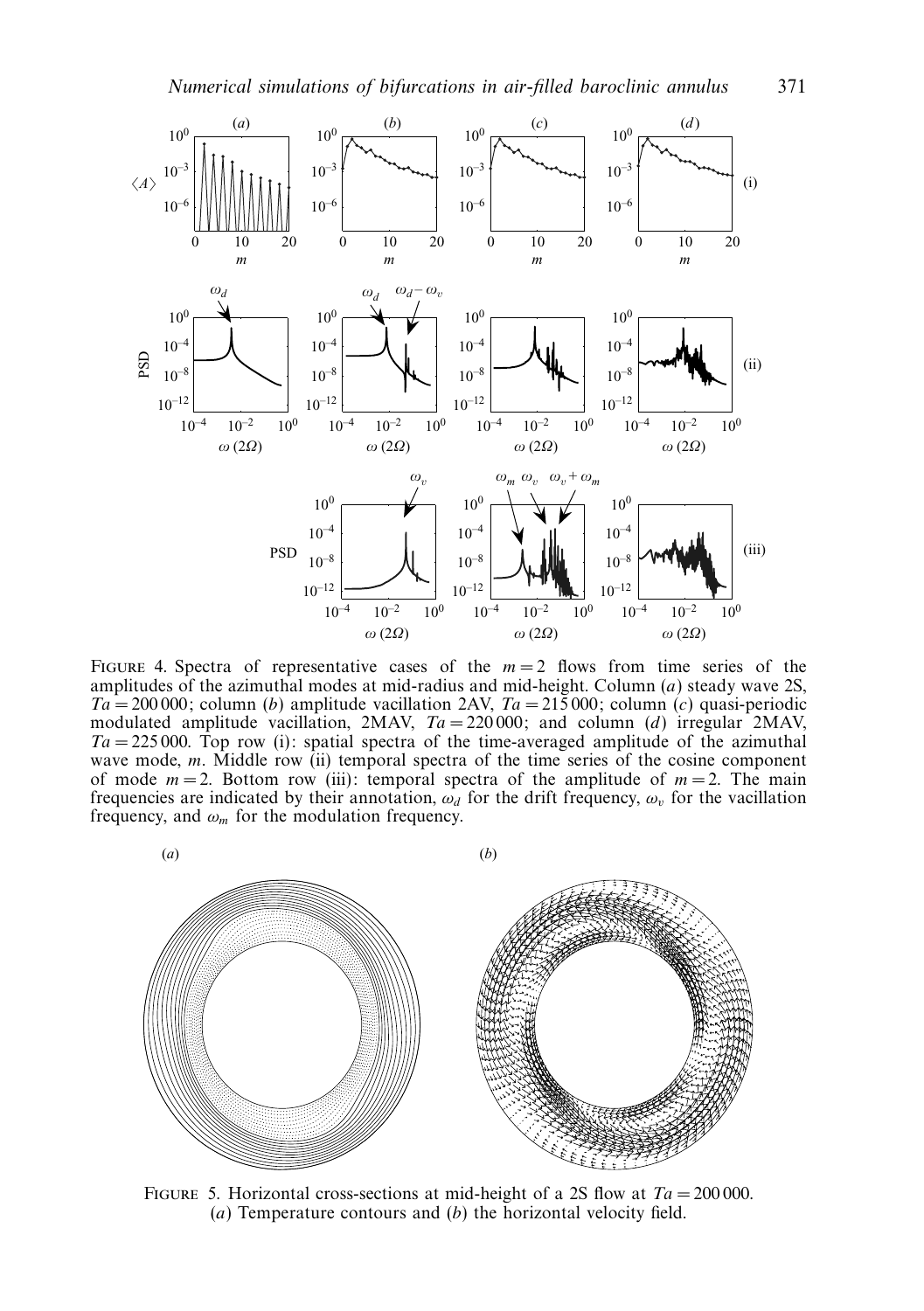FIGURE 4. Spectra of representative cases of the $m = 2$ flows from time series of the amplitudes of the azimuthal modes at mid-radius and mid-height. Column (*a*) steady wave 2S, $Ta = 200\,000$; column (*b*) amplitude vacillation 2AV, $Ta = 215\,000$; column (*c*) quasi-periodic modulated amplitude vacillation, 2MAV, $Ta = 220\,000$; and column (*d*) irregular 2MAV, $Ta = 225\,000$. Top row (i): spatial spectra of the time-averaged amplitude of the azimuthal wave mode, $m$. Middle row (ii) temporal spectra of the time series of the cosine component of mode $m = 2$. Bottom row (iii): temporal spectra of the amplitude of $m = 2$. The main frequencies are indicated by their annotation, $\omega_d$ for the drift frequency, $\omega_v$ for the vacillation frequency, and $\omega_m$ for the modulation frequency.

FIGURE 5. Horizontal cross-sections at mid-height of a 2S flow at $Ta = 200\,000$. (*a*) Temperature contours and (*b*) the horizontal velocity field.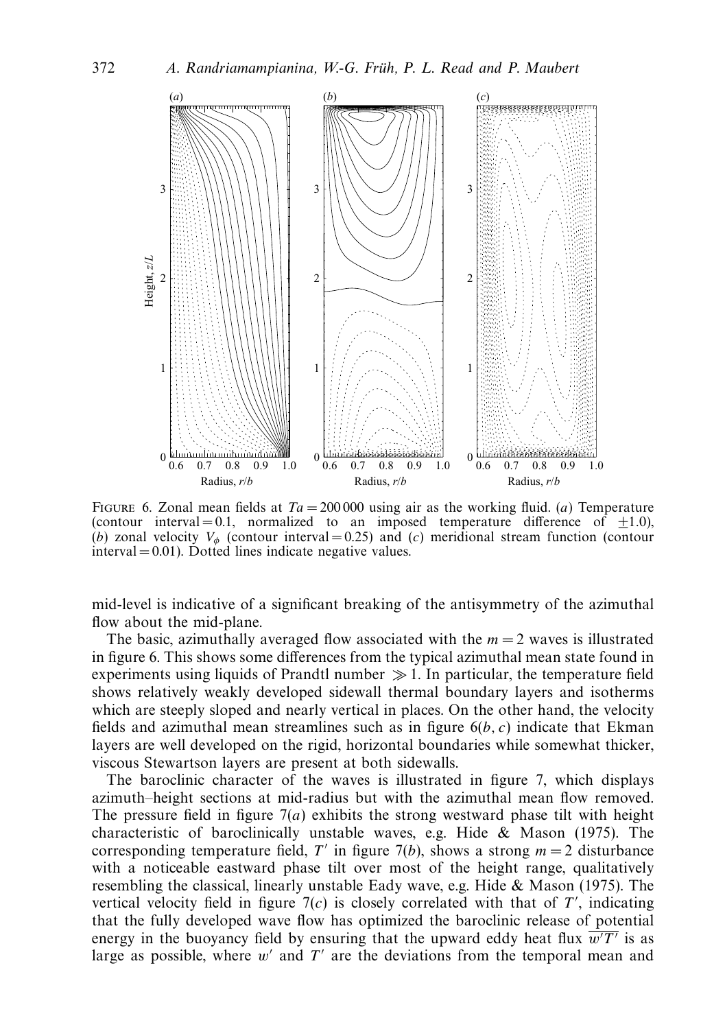FIGURE 6. Zonal mean fields at $Ta = 200\,000$ using air as the working fluid. ($a$) Temperature (contour interval = 0.1, normalized to an imposed temperature difference of $\pm 1.0$), ($b$) zonal velocity $V_\phi$ (contour interval = 0.25) and ($c$) meridional stream function (contour interval = 0.01). Dotted lines indicate negative values.

mid-level is indicative of a significant breaking of the antisymmetry of the azimuthal flow about the mid-plane.

The basic, azimuthally averaged flow associated with the $m = 2$ waves is illustrated in figure 6. This shows some differences from the typical azimuthal mean state found in experiments using liquids of Prandtl number $\gg 1$. In particular, the temperature field shows relatively weakly developed sidewall thermal boundary layers and isotherms which are steeply sloped and nearly vertical in places. On the other hand, the velocity fields and azimuthal mean streamlines such as in figure 6($b, c$) indicate that Ekman layers are well developed on the rigid, horizontal boundaries while somewhat thicker, viscous Stewartson layers are present at both sidewalls.

The baroclinic character of the waves is illustrated in figure 7, which displays azimuth–height sections at mid-radius but with the azimuthal mean flow removed. The pressure field in figure 7($a$) exhibits the strong westward phase tilt with height characteristic of baroclinically unstable waves, e.g. Hide & Mason (1975). The corresponding temperature field, $T'$ in figure 7($b$), shows a strong $m = 2$ disturbance with a noticeable eastward phase tilt over most of the height range, qualitatively resembling the classical, linearly unstable Eady wave, e.g. Hide & Mason (1975). The vertical velocity field in figure 7($c$) is closely correlated with that of $T'$, indicating that the fully developed wave flow has optimized the baroclinic release of potential energy in the buoyancy field by ensuring that the upward eddy heat flux $\overline{w'T'}$ is as large as possible, where $w'$ and $T'$ are the deviations from the temporal mean and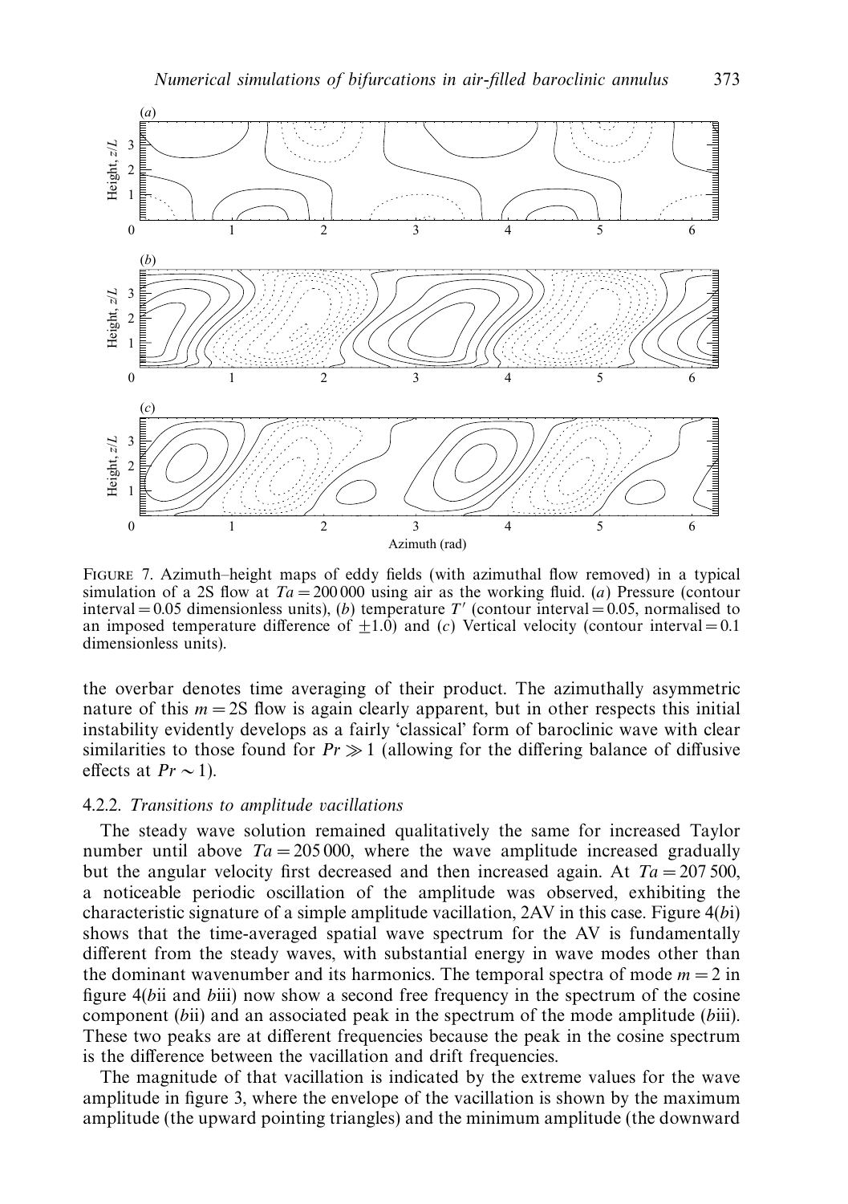FIGURE 7. Azimuth–height maps of eddy fields (with azimuthal flow removed) in a typical simulation of a 2S flow at $Ta = 200\,000$ using air as the working fluid. (*a*) Pressure (contour interval = 0.05 dimensionless units), (*b*) temperature $T'$ (contour interval = 0.05, normalised to an imposed temperature difference of $\pm 1.0$) and (*c*) Vertical velocity (contour interval = 0.1 dimensionless units).

the overbar denotes time averaging of their product. The azimuthally asymmetric nature of this $m = 2$S flow is again clearly apparent, but in other respects this initial instability evidently develops as a fairly 'classical' form of baroclinic wave with clear similarities to those found for $Pr \gg 1$ (allowing for the differing balance of diffusive effects at $Pr \sim 1$).

#### 4.2.2. *Transitions to amplitude vacillations*

The steady wave solution remained qualitatively the same for increased Taylor number until above $Ta = 205\,000$, where the wave amplitude increased gradually but the angular velocity first decreased and then increased again. At $Ta = 207\,500$, a noticeable periodic oscillation of the amplitude was observed, exhibiting the characteristic signature of a simple amplitude vacillation, 2AV in this case. Figure 4(*b*i) shows that the time-averaged spatial wave spectrum for the AV is fundamentally different from the steady waves, with substantial energy in wave modes other than the dominant wavenumber and its harmonics. The temporal spectra of mode $m = 2$ in figure 4(*b*ii and *b*iii) now show a second free frequency in the spectrum of the cosine component (*b*ii) and an associated peak in the spectrum of the mode amplitude (*b*iii). These two peaks are at different frequencies because the peak in the cosine spectrum is the difference between the vacillation and drift frequencies.

The magnitude of that vacillation is indicated by the extreme values for the wave amplitude in figure 3, where the envelope of the vacillation is shown by the maximum amplitude (the upward pointing triangles) and the minimum amplitude (the downward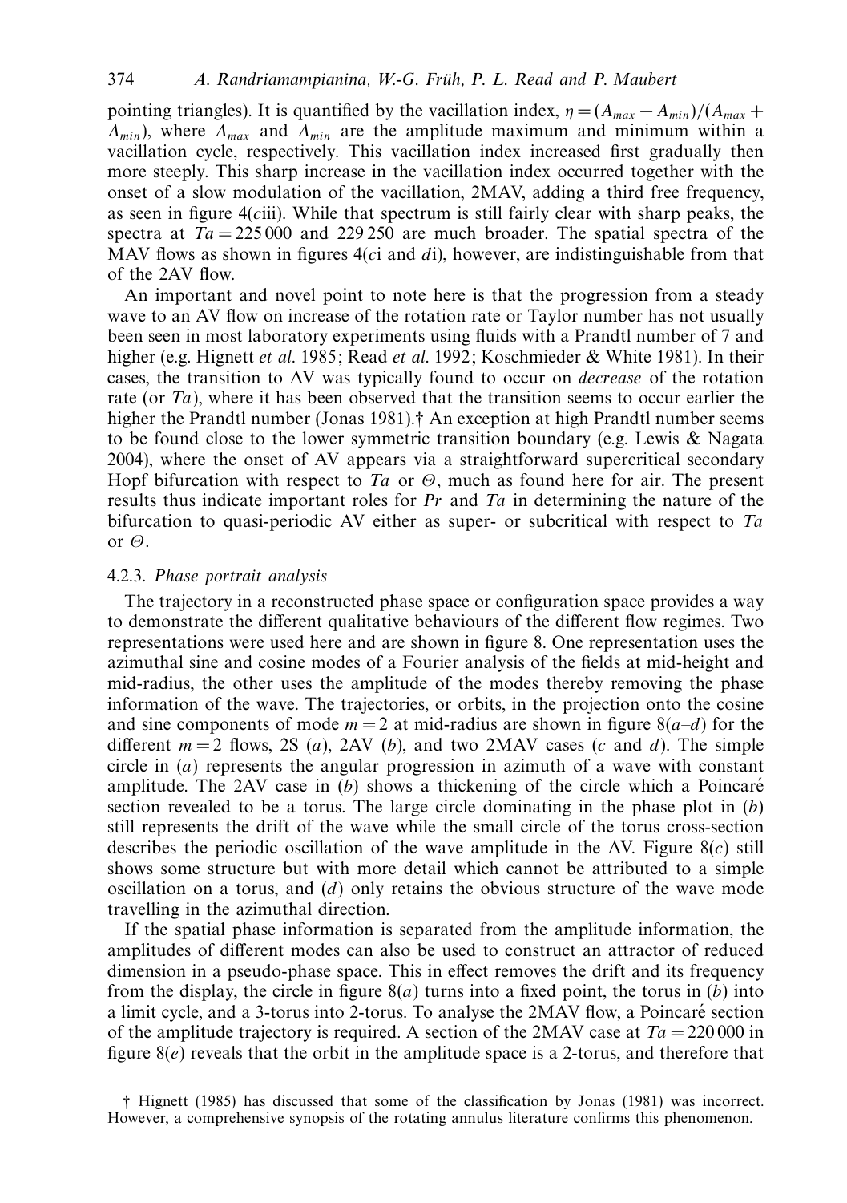pointing triangles). It is quantified by the vacillation index, $\eta = (A_{max} - A_{min})/(A_{max} + A_{min})$, where $A_{max}$ and $A_{min}$ are the amplitude maximum and minimum within a vacillation cycle, respectively. This vacillation index increased first gradually then more steeply. This sharp increase in the vacillation index occurred together with the onset of a slow modulation of the vacillation, 2MAV, adding a third free frequency, as seen in figure 4(*c*iii). While that spectrum is still fairly clear with sharp peaks, the spectra at $Ta = 225\,000$ and $229\,250$ are much broader. The spatial spectra of the MAV flows as shown in figures 4(*c*i and *d*i), however, are indistinguishable from that of the 2AV flow.

An important and novel point to note here is that the progression from a steady wave to an AV flow on increase of the rotation rate or Taylor number has not usually been seen in most laboratory experiments using fluids with a Prandtl number of 7 and higher (e.g. Hignett *et al.* 1985; Read *et al.* 1992; Koschmieder & White 1981). In their cases, the transition to AV was typically found to occur on *decrease* of the rotation rate (or $Ta$), where it has been observed that the transition seems to occur earlier the higher the Prandtl number (Jonas 1981).† An exception at high Prandtl number seems to be found close to the lower symmetric transition boundary (e.g. Lewis & Nagata 2004), where the onset of AV appears via a straightforward supercritical secondary Hopf bifurcation with respect to $Ta$ or $\Theta$, much as found here for air. The present results thus indicate important roles for $Pr$ and $Ta$ in determining the nature of the bifurcation to quasi-periodic AV either as super- or subcritical with respect to $Ta$ or $\Theta$.

### 4.2.3. *Phase portrait analysis*

The trajectory in a reconstructed phase space or configuration space provides a way to demonstrate the different qualitative behaviours of the different flow regimes. Two representations were used here and are shown in figure 8. One representation uses the azimuthal sine and cosine modes of a Fourier analysis of the fields at mid-height and mid-radius, the other uses the amplitude of the modes thereby removing the phase information of the wave. The trajectories, or orbits, in the projection onto the cosine and sine components of mode $m = 2$ at mid-radius are shown in figure 8(*a*–*d*) for the different $m = 2$ flows, 2S (*a*), 2AV (*b*), and two 2MAV cases (*c* and *d*). The simple circle in (*a*) represents the angular progression in azimuth of a wave with constant amplitude. The 2AV case in (*b*) shows a thickening of the circle which a Poincaré section revealed to be a torus. The large circle dominating in the phase plot in (*b*) still represents the drift of the wave while the small circle of the torus cross-section describes the periodic oscillation of the wave amplitude in the AV. Figure 8(*c*) still shows some structure but with more detail which cannot be attributed to a simple oscillation on a torus, and (*d*) only retains the obvious structure of the wave mode travelling in the azimuthal direction.

If the spatial phase information is separated from the amplitude information, the amplitudes of different modes can also be used to construct an attractor of reduced dimension in a pseudo-phase space. This in effect removes the drift and its frequency from the display, the circle in figure 8(*a*) turns into a fixed point, the torus in (*b*) into a limit cycle, and a 3-torus into 2-torus. To analyse the 2MAV flow, a Poincaré section of the amplitude trajectory is required. A section of the 2MAV case at $Ta = 220\,000$ in figure 8(*e*) reveals that the orbit in the amplitude space is a 2-torus, and therefore that

† Hignett (1985) has discussed that some of the classification by Jonas (1981) was incorrect. However, a comprehensive synopsis of the rotating annulus literature confirms this phenomenon.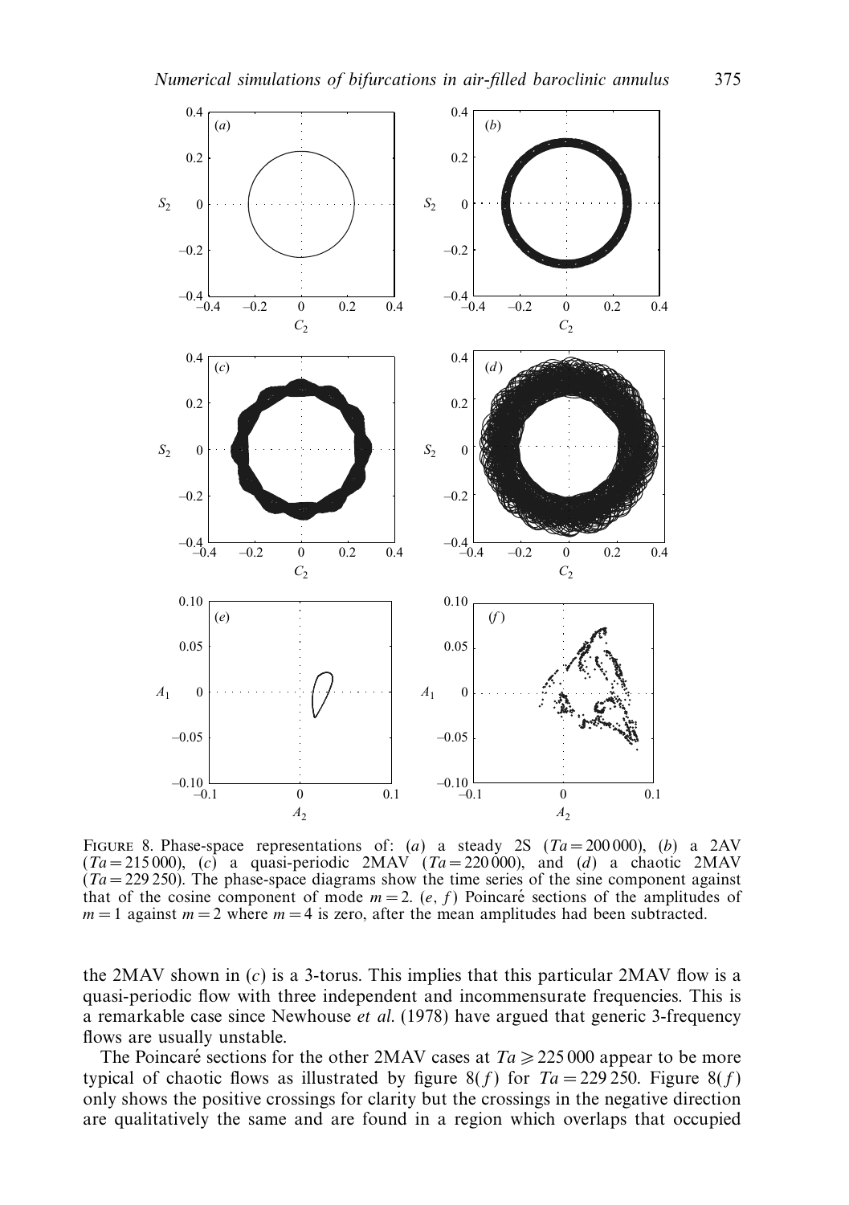FIGURE 8. Phase-space representations of: (*a*) a steady 2S ($Ta = 200\,000$), (*b*) a 2AV ($Ta = 215\,000$), (*c*) a quasi-periodic 2MAV ($Ta = 220\,000$), and (*d*) a chaotic 2MAV ($Ta = 229\,250$). The phase-space diagrams show the time series of the sine component against that of the cosine component of mode $m = 2$. (*e*, *f*) Poincaré sections of the amplitudes of $m = 1$ against $m = 2$ where $m = 4$ is zero, after the mean amplitudes had been subtracted.

the 2MAV shown in (*c*) is a 3-torus. This implies that this particular 2MAV flow is a quasi-periodic flow with three independent and incommensurate frequencies. This is a remarkable case since Newhouse *et al.* (1978) have argued that generic 3-frequency flows are usually unstable.

The Poincaré sections for the other 2MAV cases at $Ta \geqslant 225\,000$ appear to be more typical of chaotic flows as illustrated by figure 8(*f*) for $Ta = 229\,250$. Figure 8(*f*) only shows the positive crossings for clarity but the crossings in the negative direction are qualitatively the same and are found in a region which overlaps that occupied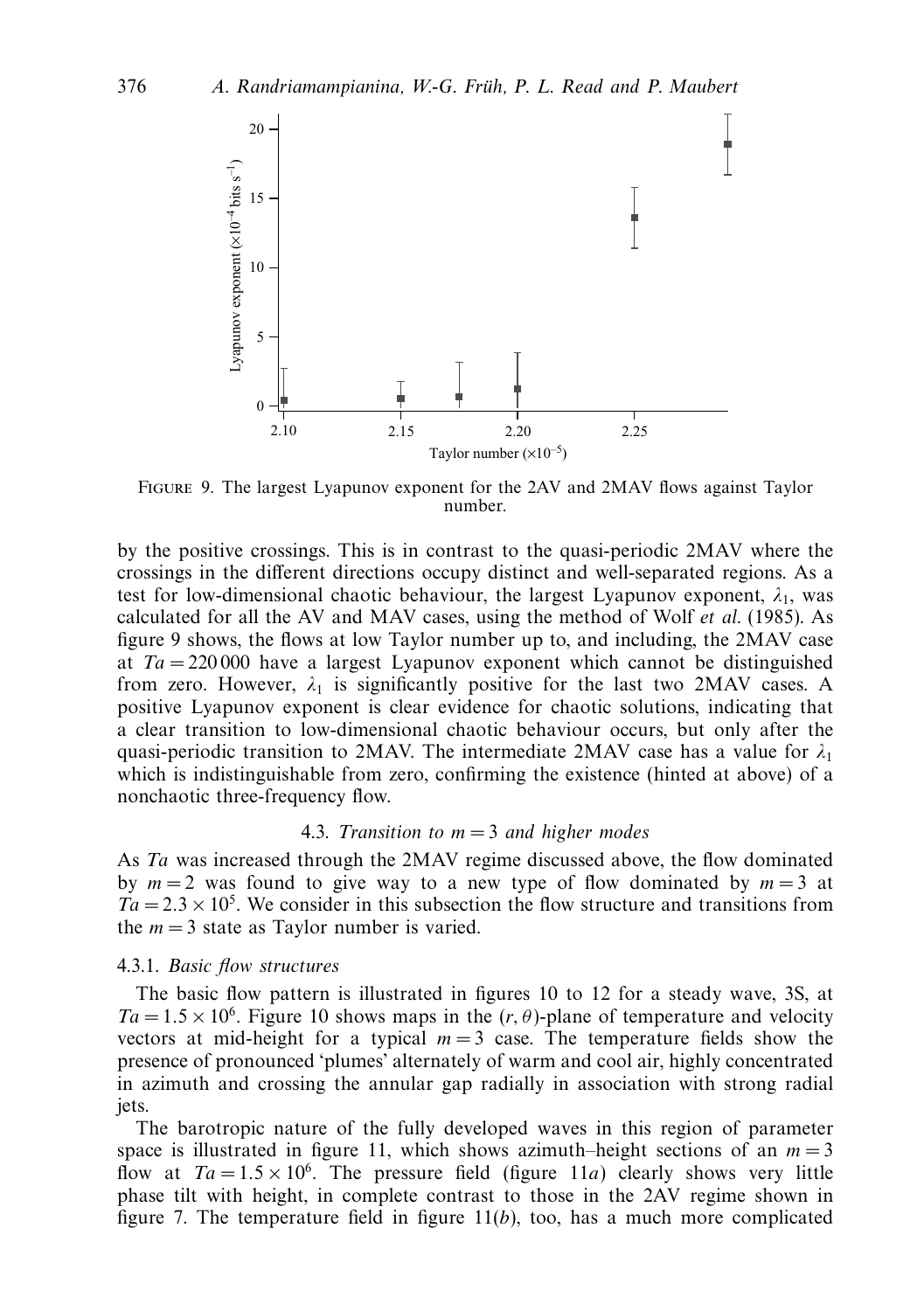FIGURE 9. The largest Lyapunov exponent for the 2AV and 2MAV flows against Taylor number.

by the positive crossings. This is in contrast to the quasi-periodic 2MAV where the crossings in the different directions occupy distinct and well-separated regions. As a test for low-dimensional chaotic behaviour, the largest Lyapunov exponent, $\lambda_1$, was calculated for all the AV and MAV cases, using the method of Wolf *et al.* (1985). As figure 9 shows, the flows at low Taylor number up to, and including, the 2MAV case at $Ta = 220\,000$ have a largest Lyapunov exponent which cannot be distinguished from zero. However, $\lambda_1$ is significantly positive for the last two 2MAV cases. A positive Lyapunov exponent is clear evidence for chaotic solutions, indicating that a clear transition to low-dimensional chaotic behaviour occurs, but only after the quasi-periodic transition to 2MAV. The intermediate 2MAV case has a value for $\lambda_1$ which is indistinguishable from zero, confirming the existence (hinted at above) of a nonchaotic three-frequency flow.

### 4.3. *Transition to $m = 3$ and higher modes*

As *Ta* was increased through the 2MAV regime discussed above, the flow dominated by $m = 2$ was found to give way to a new type of flow dominated by $m = 3$ at $Ta = 2.3 \times 10^5$. We consider in this subsection the flow structure and transitions from the $m = 3$ state as Taylor number is varied.

#### 4.3.1. *Basic flow structures*

The basic flow pattern is illustrated in figures 10 to 12 for a steady wave, 3S, at $Ta = 1.5 \times 10^6$. Figure 10 shows maps in the $(r, \theta)$-plane of temperature and velocity vectors at mid-height for a typical $m = 3$ case. The temperature fields show the presence of pronounced 'plumes' alternately of warm and cool air, highly concentrated in azimuth and crossing the annular gap radially in association with strong radial jets.

The barotropic nature of the fully developed waves in this region of parameter space is illustrated in figure 11, which shows azimuth–height sections of an $m = 3$ flow at $Ta = 1.5 \times 10^6$. The pressure field (figure 11*a*) clearly shows very little phase tilt with height, in complete contrast to those in the 2AV regime shown in figure 7. The temperature field in figure 11(*b*), too, has a much more complicated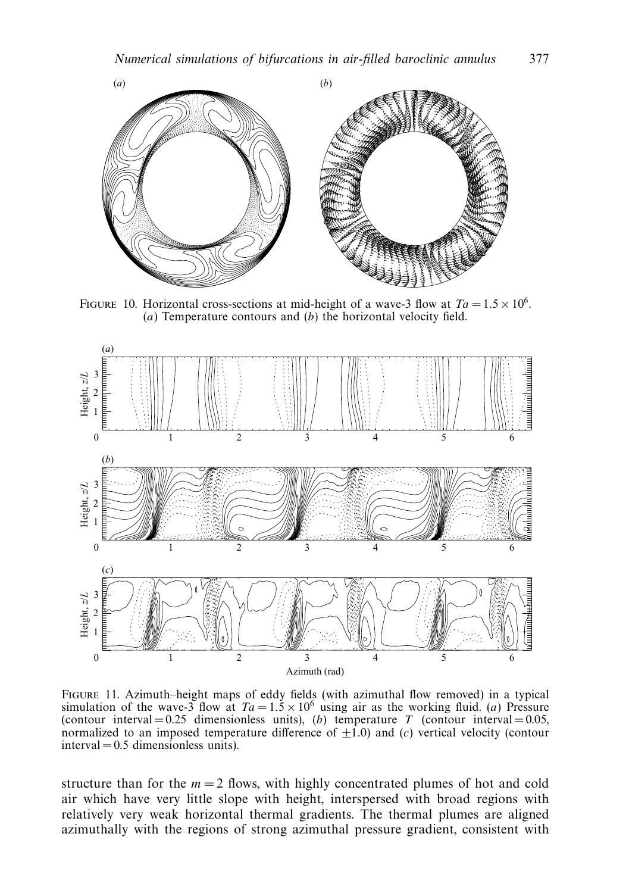FIGURE 10. Horizontal cross-sections at mid-height of a wave-3 flow at $Ta = 1.5 \times 10^6$. (*a*) Temperature contours and (*b*) the horizontal velocity field.

FIGURE 11. Azimuth–height maps of eddy fields (with azimuthal flow removed) in a typical simulation of the wave-3 flow at $Ta = 1.5 \times 10^6$ using air as the working fluid. (*a*) Pressure (contour interval = 0.25 dimensionless units), (*b*) temperature $T$ (contour interval = 0.05, normalized to an imposed temperature difference of $\pm 1.0$) and (*c*) vertical velocity (contour interval = 0.5 dimensionless units).

structure than for the $m = 2$ flows, with highly concentrated plumes of hot and cold air which have very little slope with height, interspersed with broad regions with relatively very weak horizontal thermal gradients. The thermal plumes are aligned azimuthally with the regions of strong azimuthal pressure gradient, consistent with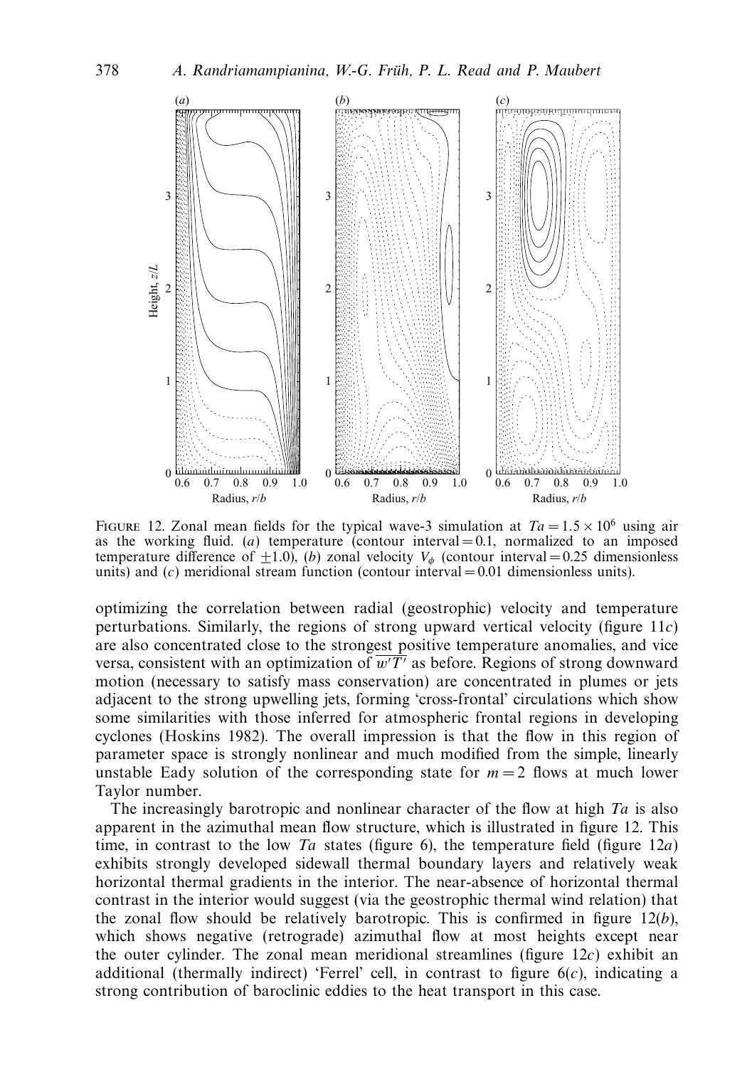FIGURE 12. Zonal mean fields for the typical wave-3 simulation at $Ta = 1.5 \times 10^6$ using air as the working fluid. (*a*) temperature (contour interval = 0.1, normalized to an imposed temperature difference of $\pm 1.0$), (*b*) zonal velocity $V_\phi$ (contour interval = 0.25 dimensionless units) and (*c*) meridional stream function (contour interval = 0.01 dimensionless units).

optimizing the correlation between radial (geostrophic) velocity and temperature perturbations. Similarly, the regions of strong upward vertical velocity (figure 11*c*) are also concentrated close to the strongest positive temperature anomalies, and vice versa, consistent with an optimization of $\overline{w'T'}$ as before. Regions of strong downward motion (necessary to satisfy mass conservation) are concentrated in plumes or jets adjacent to the strong upwelling jets, forming 'cross-frontal' circulations which show some similarities with those inferred for atmospheric frontal regions in developing cyclones (Hoskins 1982). The overall impression is that the flow in this region of parameter space is strongly nonlinear and much modified from the simple, linearly unstable Eady solution of the corresponding state for $m = 2$ flows at much lower Taylor number.

The increasingly barotropic and nonlinear character of the flow at high $Ta$ is also apparent in the azimuthal mean flow structure, which is illustrated in figure 12. This time, in contrast to the low $Ta$ states (figure 6), the temperature field (figure 12*a*) exhibits strongly developed sidewall thermal boundary layers and relatively weak horizontal thermal gradients in the interior. The near-absence of horizontal thermal contrast in the interior would suggest (via the geostrophic thermal wind relation) that the zonal flow should be relatively barotropic. This is confirmed in figure 12(*b*), which shows negative (retrograde) azimuthal flow at most heights except near the outer cylinder. The zonal mean meridional streamlines (figure 12*c*) exhibit an additional (thermally indirect) 'Ferrel' cell, in contrast to figure 6(*c*), indicating a strong contribution of baroclinic eddies to the heat transport in this case.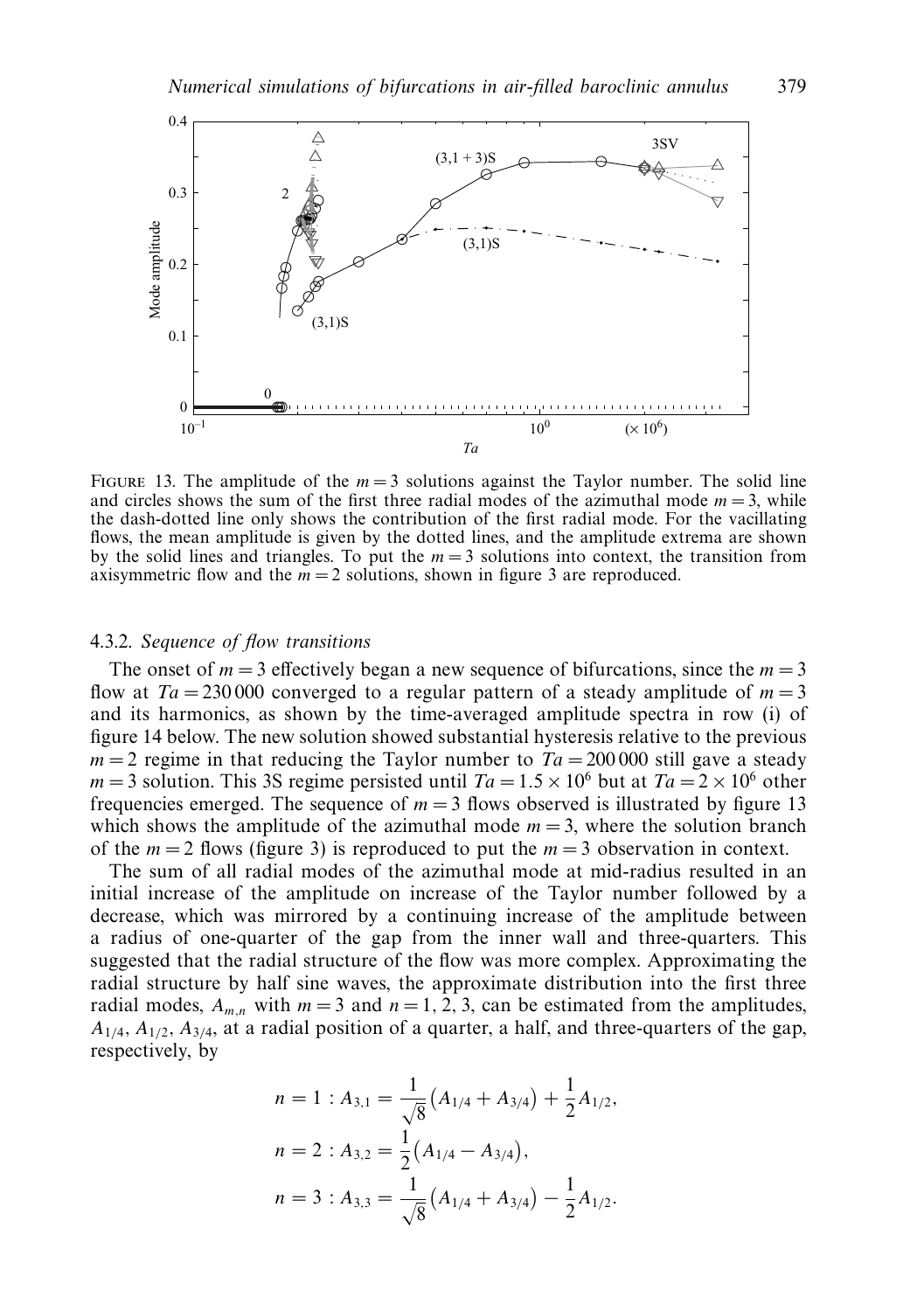FIGURE 13. The amplitude of the $m = 3$ solutions against the Taylor number. The solid line and circles shows the sum of the first three radial modes of the azimuthal mode $m = 3$, while the dash-dotted line only shows the contribution of the first radial mode. For the vacillating flows, the mean amplitude is given by the dotted lines, and the amplitude extrema are shown by the solid lines and triangles. To put the $m = 3$ solutions into context, the transition from axisymmetric flow and the $m = 2$ solutions, shown in figure 3 are reproduced.

#### 4.3.2. *Sequence of flow transitions*

The onset of $m = 3$ effectively began a new sequence of bifurcations, since the $m = 3$ flow at $Ta = 230\,000$ converged to a regular pattern of a steady amplitude of $m = 3$ and its harmonics, as shown by the time-averaged amplitude spectra in row (i) of figure 14 below. The new solution showed substantial hysteresis relative to the previous $m = 2$ regime in that reducing the Taylor number to $Ta = 200\,000$ still gave a steady $m = 3$ solution. This 3S regime persisted until $Ta = 1.5 \times 10^6$ but at $Ta = 2 \times 10^6$ other frequencies emerged. The sequence of $m = 3$ flows observed is illustrated by figure 13 which shows the amplitude of the azimuthal mode $m = 3$, where the solution branch of the $m = 2$ flows (figure 3) is reproduced to put the $m = 3$ observation in context.

The sum of all radial modes of the azimuthal mode at mid-radius resulted in an initial increase of the amplitude on increase of the Taylor number followed by a decrease, which was mirrored by a continuing increase of the amplitude between a radius of one-quarter of the gap from the inner wall and three-quarters. This suggested that the radial structure of the flow was more complex. Approximating the radial structure by half sine waves, the approximate distribution into the first three radial modes, $A_{m,n}$ with $m = 3$ and $n = 1, 2, 3$, can be estimated from the amplitudes, $A_{1/4}$, $A_{1/2}$, $A_{3/4}$, at a radial position of a quarter, a half, and three-quarters of the gap, respectively, by

$$
\begin{aligned}
n = 1 &: A_{3,1} = \frac{1}{\sqrt{8}}\left(A_{1/4} + A_{3/4}\right) + \frac{1}{2}A_{1/2}, \\
n = 2 &: A_{3,2} = \frac{1}{2}\left(A_{1/4} - A_{3/4}\right), \\
n = 3 &: A_{3,3} = \frac{1}{\sqrt{8}}\left(A_{1/4} + A_{3/4}\right) - \frac{1}{2}A_{1/2}.
\end{aligned}
$$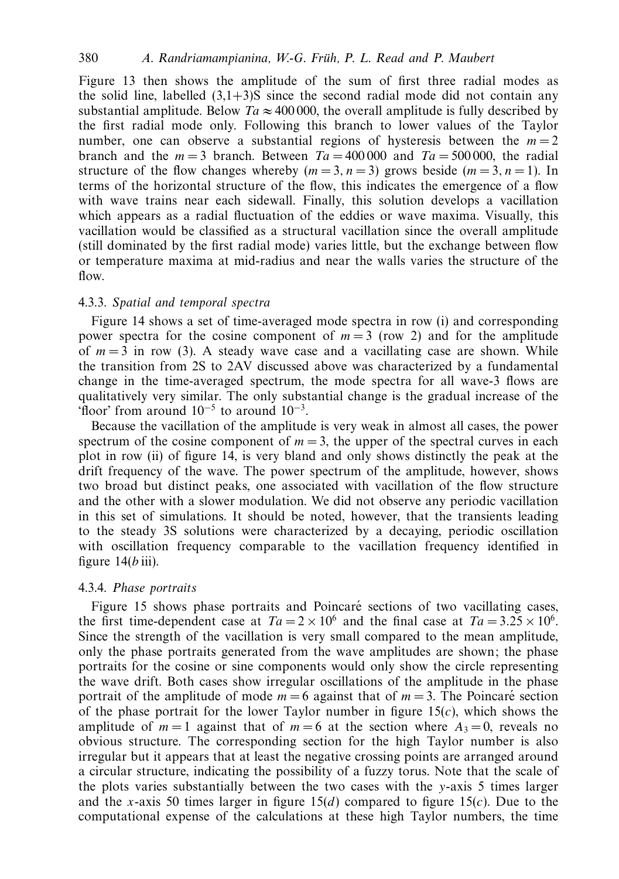Figure 13 then shows the amplitude of the sum of first three radial modes as the solid line, labelled (3,1+3)S since the second radial mode did not contain any substantial amplitude. Below $Ta \approx 400\,000$, the overall amplitude is fully described by the first radial mode only. Following this branch to lower values of the Taylor number, one can observe a substantial regions of hysteresis between the $m = 2$ branch and the $m = 3$ branch. Between $Ta = 400\,000$ and $Ta = 500\,000$, the radial structure of the flow changes whereby $(m = 3, n = 3)$ grows beside $(m = 3, n = 1)$. In terms of the horizontal structure of the flow, this indicates the emergence of a flow with wave trains near each sidewall. Finally, this solution develops a vacillation which appears as a radial fluctuation of the eddies or wave maxima. Visually, this vacillation would be classified as a structural vacillation since the overall amplitude (still dominated by the first radial mode) varies little, but the exchange between flow or temperature maxima at mid-radius and near the walls varies the structure of the flow.

#### 4.3.3. *Spatial and temporal spectra*

Figure 14 shows a set of time-averaged mode spectra in row (i) and corresponding power spectra for the cosine component of $m = 3$ (row 2) and for the amplitude of $m = 3$ in row (3). A steady wave case and a vacillating case are shown. While the transition from 2S to 2AV discussed above was characterized by a fundamental change in the time-averaged spectrum, the mode spectra for all wave-3 flows are qualitatively very similar. The only substantial change is the gradual increase of the 'floor' from around $10^{-5}$ to around $10^{-3}$.

Because the vacillation of the amplitude is very weak in almost all cases, the power spectrum of the cosine component of $m = 3$, the upper of the spectral curves in each plot in row (ii) of figure 14, is very bland and only shows distinctly the peak at the drift frequency of the wave. The power spectrum of the amplitude, however, shows two broad but distinct peaks, one associated with vacillation of the flow structure and the other with a slower modulation. We did not observe any periodic vacillation in this set of simulations. It should be noted, however, that the transients leading to the steady 3S solutions were characterized by a decaying, periodic oscillation with oscillation frequency comparable to the vacillation frequency identified in figure 14(*b* iii).

#### 4.3.4. *Phase portraits*

Figure 15 shows phase portraits and Poincaré sections of two vacillating cases, the first time-dependent case at $Ta = 2 \times 10^6$ and the final case at $Ta = 3.25 \times 10^6$. Since the strength of the vacillation is very small compared to the mean amplitude, only the phase portraits generated from the wave amplitudes are shown; the phase portraits for the cosine or sine components would only show the circle representing the wave drift. Both cases show irregular oscillations of the amplitude in the phase portrait of the amplitude of mode $m = 6$ against that of $m = 3$. The Poincaré section of the phase portrait for the lower Taylor number in figure 15(*c*), which shows the amplitude of $m = 1$ against that of $m = 6$ at the section where $A_3 = 0$, reveals no obvious structure. The corresponding section for the high Taylor number is also irregular but it appears that at least the negative crossing points are arranged around a circular structure, indicating the possibility of a fuzzy torus. Note that the scale of the plots varies substantially between the two cases with the $y$-axis 5 times larger and the $x$-axis 50 times larger in figure 15(*d*) compared to figure 15(*c*). Due to the computational expense of the calculations at these high Taylor numbers, the time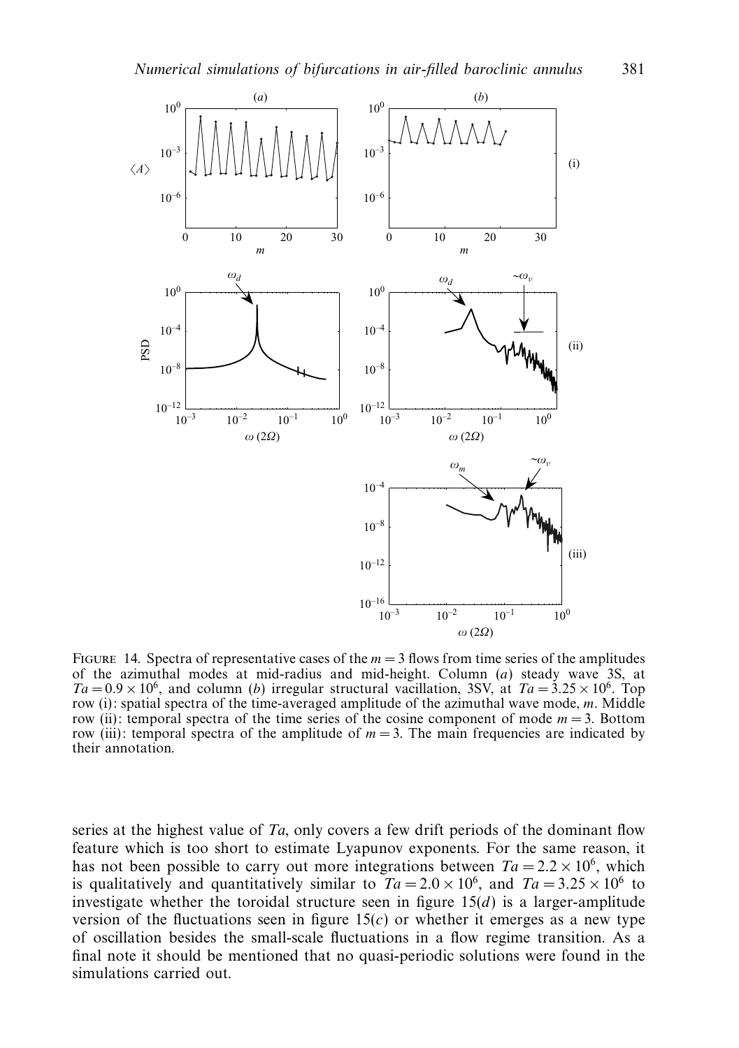FIGURE 14. Spectra of representative cases of the $m = 3$ flows from time series of the amplitudes of the azimuthal modes at mid-radius and mid-height. Column (*a*) steady wave 3S, at $Ta = 0.9 \times 10^6$, and column (*b*) irregular structural vacillation, 3SV, at $Ta = 3.25 \times 10^6$. Top row (i): spatial spectra of the time-averaged amplitude of the azimuthal wave mode, $m$. Middle row (ii): temporal spectra of the time series of the cosine component of mode $m = 3$. Bottom row (iii): temporal spectra of the amplitude of $m = 3$. The main frequencies are indicated by their annotation.

series at the highest value of $Ta$, only covers a few drift periods of the dominant flow feature which is too short to estimate Lyapunov exponents. For the same reason, it has not been possible to carry out more integrations between $Ta = 2.2 \times 10^6$, which is qualitatively and quantitatively similar to $Ta = 2.0 \times 10^6$, and $Ta = 3.25 \times 10^6$ to investigate whether the toroidal structure seen in figure 15(*d*) is a larger-amplitude version of the fluctuations seen in figure 15(*c*) or whether it emerges as a new type of oscillation besides the small-scale fluctuations in a flow regime transition. As a final note it should be mentioned that no quasi-periodic solutions were found in the simulations carried out.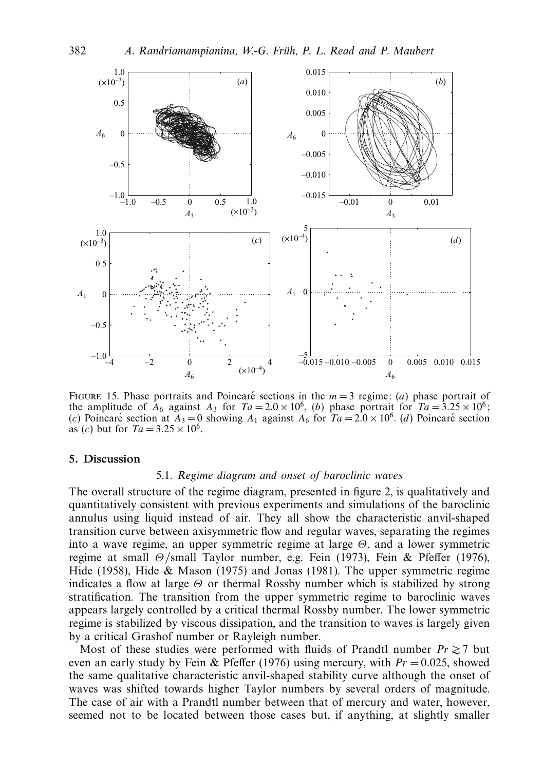FIGURE 15. Phase portraits and Poincaré sections in the $m = 3$ regime: (*a*) phase portrait of the amplitude of $A_6$ against $A_3$ for $Ta = 2.0 \times 10^6$, (*b*) phase portrait for $Ta = 3.25 \times 10^6$; (*c*) Poincaré section at $A_3 = 0$ showing $A_1$ against $A_6$ for $Ta = 2.0 \times 10^6$. (*d*) Poincaré section as (*c*) but for $Ta = 3.25 \times 10^6$.

## 5. Discussion

### 5.1. *Regime diagram and onset of baroclinic waves*

The overall structure of the regime diagram, presented in figure 2, is qualitatively and quantitatively consistent with previous experiments and simulations of the baroclinic annulus using liquid instead of air. They all show the characteristic anvil-shaped transition curve between axisymmetric flow and regular waves, separating the regimes into a wave regime, an upper symmetric regime at large $\Theta$, and a lower symmetric regime at small $\Theta$/small Taylor number, e.g. Fein (1973), Fein & Pfeffer (1976), Hide (1958), Hide & Mason (1975) and Jonas (1981). The upper symmetric regime indicates a flow at large $\Theta$ or thermal Rossby number which is stabilized by strong stratification. The transition from the upper symmetric regime to baroclinic waves appears largely controlled by a critical thermal Rossby number. The lower symmetric regime is stabilized by viscous dissipation, and the transition to waves is largely given by a critical Grashof number or Rayleigh number.

Most of these studies were performed with fluids of Prandtl number $Pr \gtrsim 7$ but even an early study by Fein & Pfeffer (1976) using mercury, with $Pr = 0.025$, showed the same qualitative characteristic anvil-shaped stability curve although the onset of waves was shifted towards higher Taylor numbers by several orders of magnitude. The case of air with a Prandtl number between that of mercury and water, however, seemed not to be located between those cases but, if anything, at slightly smaller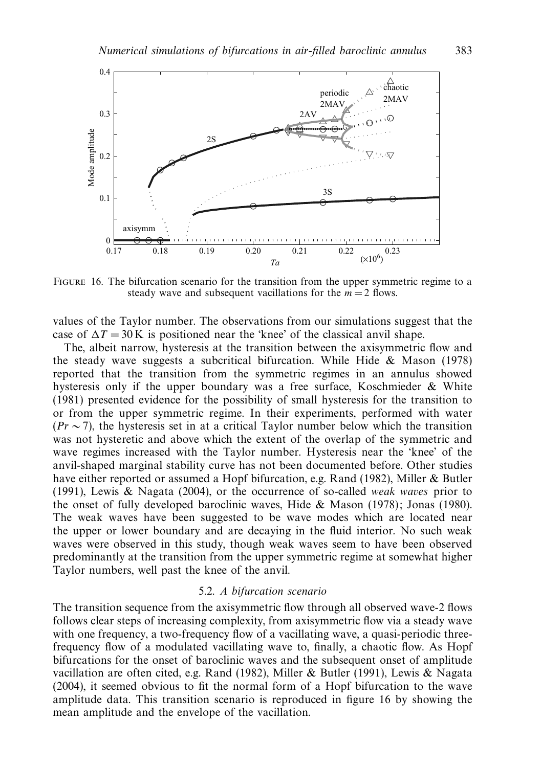FIGURE 16. The bifurcation scenario for the transition from the upper symmetric regime to a steady wave and subsequent vacillations for the $m = 2$ flows.

values of the Taylor number. The observations from our simulations suggest that the case of $\Delta T = 30$ K is positioned near the 'knee' of the classical anvil shape.

The, albeit narrow, hysteresis at the transition between the axisymmetric flow and the steady wave suggests a subcritical bifurcation. While Hide & Mason (1978) reported that the transition from the symmetric regimes in an annulus showed hysteresis only if the upper boundary was a free surface, Koschmieder & White (1981) presented evidence for the possibility of small hysteresis for the transition to or from the upper symmetric regime. In their experiments, performed with water ($Pr \sim 7$), the hysteresis set in at a critical Taylor number below which the transition was not hysteretic and above which the extent of the overlap of the symmetric and wave regimes increased with the Taylor number. Hysteresis near the 'knee' of the anvil-shaped marginal stability curve has not been documented before. Other studies have either reported or assumed a Hopf bifurcation, e.g. Rand (1982), Miller & Butler (1991), Lewis & Nagata (2004), or the occurrence of so-called *weak waves* prior to the onset of fully developed baroclinic waves, Hide & Mason (1978); Jonas (1980). The weak waves have been suggested to be wave modes which are located near the upper or lower boundary and are decaying in the fluid interior. No such weak waves were observed in this study, though weak waves seem to have been observed predominantly at the transition from the upper symmetric regime at somewhat higher Taylor numbers, well past the knee of the anvil.

### 5.2. *A bifurcation scenario*

The transition sequence from the axisymmetric flow through all observed wave-2 flows follows clear steps of increasing complexity, from axisymmetric flow via a steady wave with one frequency, a two-frequency flow of a vacillating wave, a quasi-periodic three-frequency flow of a modulated vacillating wave to, finally, a chaotic flow. As Hopf bifurcations for the onset of baroclinic waves and the subsequent onset of amplitude vacillation are often cited, e.g. Rand (1982), Miller & Butler (1991), Lewis & Nagata (2004), it seemed obvious to fit the normal form of a Hopf bifurcation to the wave amplitude data. This transition scenario is reproduced in figure 16 by showing the mean amplitude and the envelope of the vacillation.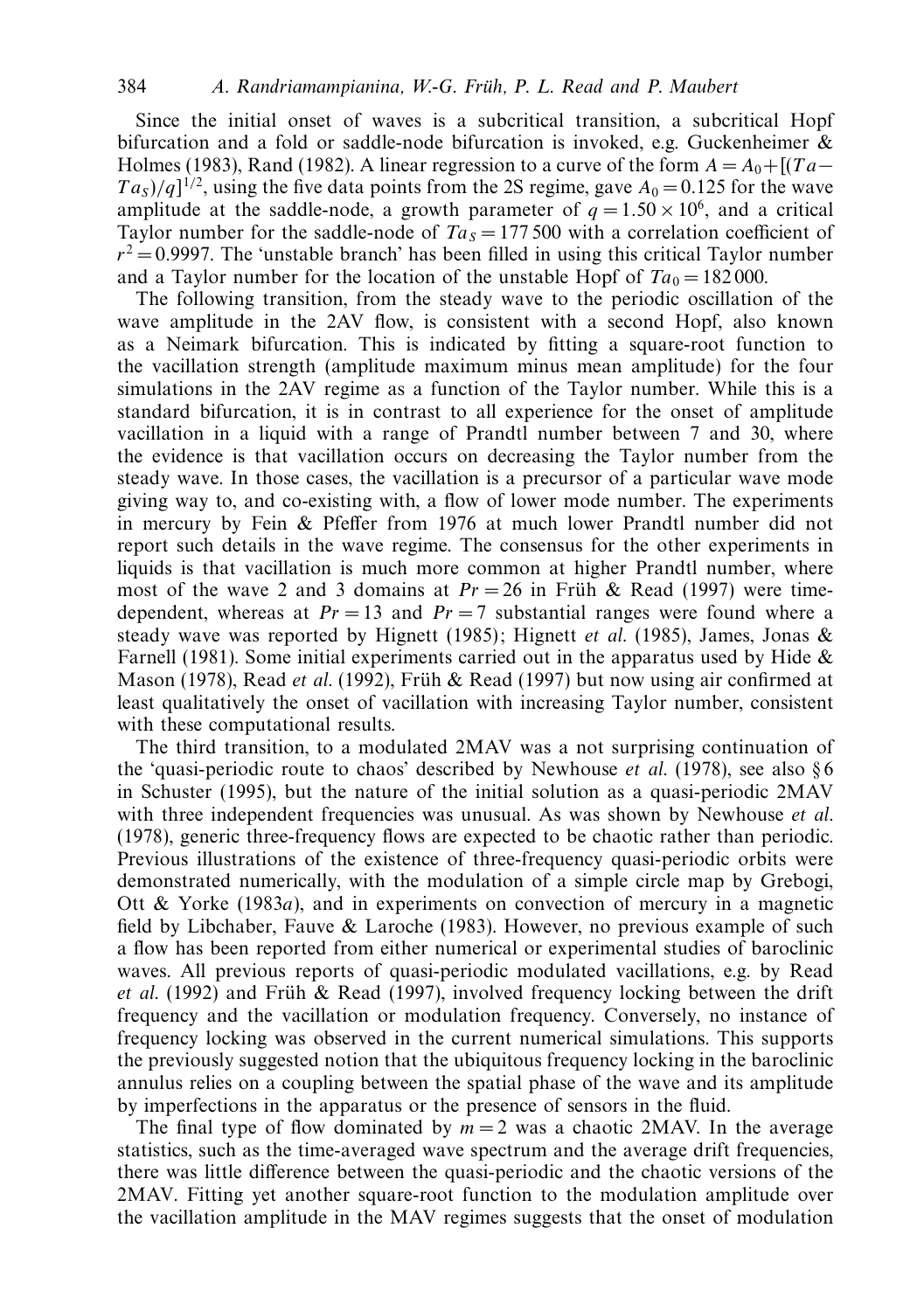Since the initial onset of waves is a subcritical transition, a subcritical Hopf bifurcation and a fold or saddle-node bifurcation is invoked, e.g. Guckenheimer & Holmes (1983), Rand (1982). A linear regression to a curve of the form $A = A_0 + [(Ta - Ta_S)/q]^{1/2}$, using the five data points from the 2S regime, gave $A_0 = 0.125$ for the wave amplitude at the saddle-node, a growth parameter of $q = 1.50 \times 10^6$, and a critical Taylor number for the saddle-node of $Ta_S = 177\,500$ with a correlation coefficient of $r^2 = 0.9997$. The 'unstable branch' has been filled in using this critical Taylor number and a Taylor number for the location of the unstable Hopf of $Ta_0 = 182\,000$.

The following transition, from the steady wave to the periodic oscillation of the wave amplitude in the 2AV flow, is consistent with a second Hopf, also known as a Neimark bifurcation. This is indicated by fitting a square-root function to the vacillation strength (amplitude maximum minus mean amplitude) for the four simulations in the 2AV regime as a function of the Taylor number. While this is a standard bifurcation, it is in contrast to all experience for the onset of amplitude vacillation in a liquid with a range of Prandtl number between 7 and 30, where the evidence is that vacillation occurs on decreasing the Taylor number from the steady wave. In those cases, the vacillation is a precursor of a particular wave mode giving way to, and co-existing with, a flow of lower mode number. The experiments in mercury by Fein & Pfeffer from 1976 at much lower Prandtl number did not report such details in the wave regime. The consensus for the other experiments in liquids is that vacillation is much more common at higher Prandtl number, where most of the wave 2 and 3 domains at $Pr = 26$ in Früh & Read (1997) were time-dependent, whereas at $Pr = 13$ and $Pr = 7$ substantial ranges were found where a steady wave was reported by Hignett (1985); Hignett *et al.* (1985), James, Jonas & Farnell (1981). Some initial experiments carried out in the apparatus used by Hide & Mason (1978), Read *et al.* (1992), Früh & Read (1997) but now using air confirmed at least qualitatively the onset of vacillation with increasing Taylor number, consistent with these computational results.

The third transition, to a modulated 2MAV was a not surprising continuation of the 'quasi-periodic route to chaos' described by Newhouse *et al.* (1978), see also § 6 in Schuster (1995), but the nature of the initial solution as a quasi-periodic 2MAV with three independent frequencies was unusual. As was shown by Newhouse *et al.* (1978), generic three-frequency flows are expected to be chaotic rather than periodic. Previous illustrations of the existence of three-frequency quasi-periodic orbits were demonstrated numerically, with the modulation of a simple circle map by Grebogi, Ott & Yorke (1983*a*), and in experiments on convection of mercury in a magnetic field by Libchaber, Fauve & Laroche (1983). However, no previous example of such a flow has been reported from either numerical or experimental studies of baroclinic waves. All previous reports of quasi-periodic modulated vacillations, e.g. by Read *et al.* (1992) and Früh & Read (1997), involved frequency locking between the drift frequency and the vacillation or modulation frequency. Conversely, no instance of frequency locking was observed in the current numerical simulations. This supports the previously suggested notion that the ubiquitous frequency locking in the baroclinic annulus relies on a coupling between the spatial phase of the wave and its amplitude by imperfections in the apparatus or the presence of sensors in the fluid.

The final type of flow dominated by $m = 2$ was a chaotic 2MAV. In the average statistics, such as the time-averaged wave spectrum and the average drift frequencies, there was little difference between the quasi-periodic and the chaotic versions of the 2MAV. Fitting yet another square-root function to the modulation amplitude over the vacillation amplitude in the MAV regimes suggests that the onset of modulation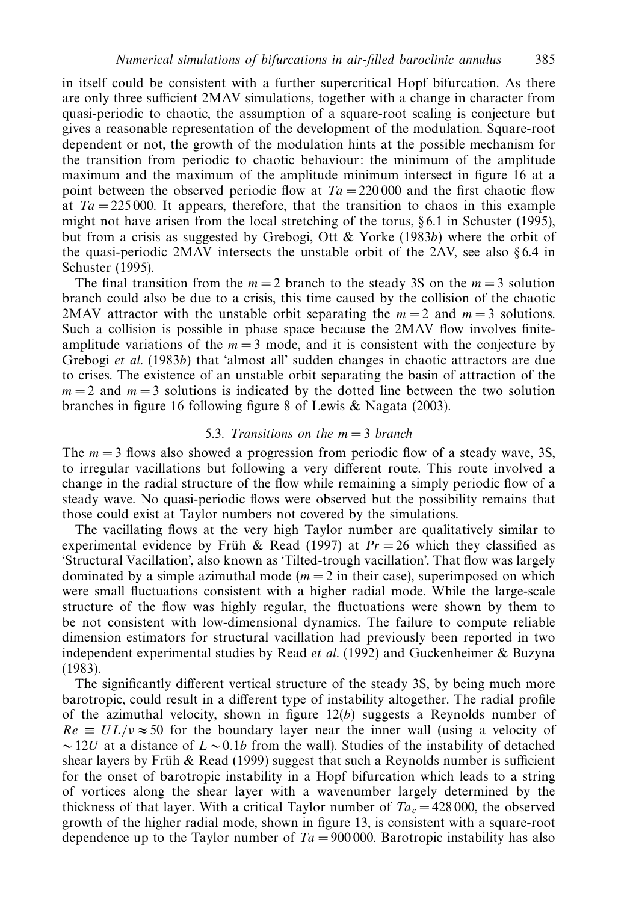in itself could be consistent with a further supercritical Hopf bifurcation. As there are only three sufficient 2MAV simulations, together with a change in character from quasi-periodic to chaotic, the assumption of a square-root scaling is conjecture but gives a reasonable representation of the development of the modulation. Square-root dependent or not, the growth of the modulation hints at the possible mechanism for the transition from periodic to chaotic behaviour: the minimum of the amplitude maximum and the maximum of the amplitude minimum intersect in figure 16 at a point between the observed periodic flow at $Ta = 220\,000$ and the first chaotic flow at $Ta = 225\,000$. It appears, therefore, that the transition to chaos in this example might not have arisen from the local stretching of the torus, § 6.1 in Schuster (1995), but from a crisis as suggested by Grebogi, Ott & Yorke (1983*b*) where the orbit of the quasi-periodic 2MAV intersects the unstable orbit of the 2AV, see also § 6.4 in Schuster (1995).

The final transition from the $m = 2$ branch to the steady 3S on the $m = 3$ solution branch could also be due to a crisis, this time caused by the collision of the chaotic 2MAV attractor with the unstable orbit separating the $m = 2$ and $m = 3$ solutions. Such a collision is possible in phase space because the 2MAV flow involves finite-amplitude variations of the $m = 3$ mode, and it is consistent with the conjecture by Grebogi *et al.* (1983*b*) that 'almost all' sudden changes in chaotic attractors are due to crises. The existence of an unstable orbit separating the basin of attraction of the $m = 2$ and $m = 3$ solutions is indicated by the dotted line between the two solution branches in figure 16 following figure 8 of Lewis & Nagata (2003).

### 5.3. *Transitions on the $m = 3$ branch*

The $m = 3$ flows also showed a progression from periodic flow of a steady wave, 3S, to irregular vacillations but following a very different route. This route involved a change in the radial structure of the flow while remaining a simply periodic flow of a steady wave. No quasi-periodic flows were observed but the possibility remains that those could exist at Taylor numbers not covered by the simulations.

The vacillating flows at the very high Taylor number are qualitatively similar to experimental evidence by Früh & Read (1997) at $Pr = 26$ which they classified as 'Structural Vacillation', also known as 'Tilted-trough vacillation'. That flow was largely dominated by a simple azimuthal mode ($m = 2$ in their case), superimposed on which were small fluctuations consistent with a higher radial mode. While the large-scale structure of the flow was highly regular, the fluctuations were shown by them to be not consistent with low-dimensional dynamics. The failure to compute reliable dimension estimators for structural vacillation had previously been reported in two independent experimental studies by Read *et al.* (1992) and Guckenheimer & Buzyna (1983).

The significantly different vertical structure of the steady 3S, by being much more barotropic, could result in a different type of instability altogether. The radial profile of the azimuthal velocity, shown in figure 12(*b*) suggests a Reynolds number of $Re \equiv UL/\nu \approx 50$ for the boundary layer near the inner wall (using a velocity of $\sim 12U$ at a distance of $L \sim 0.1b$ from the wall). Studies of the instability of detached shear layers by Früh & Read (1999) suggest that such a Reynolds number is sufficient for the onset of barotropic instability in a Hopf bifurcation which leads to a string of vortices along the shear layer with a wavenumber largely determined by the thickness of that layer. With a critical Taylor number of $Ta_c = 428\,000$, the observed growth of the higher radial mode, shown in figure 13, is consistent with a square-root dependence up to the Taylor number of $Ta = 900\,000$. Barotropic instability has also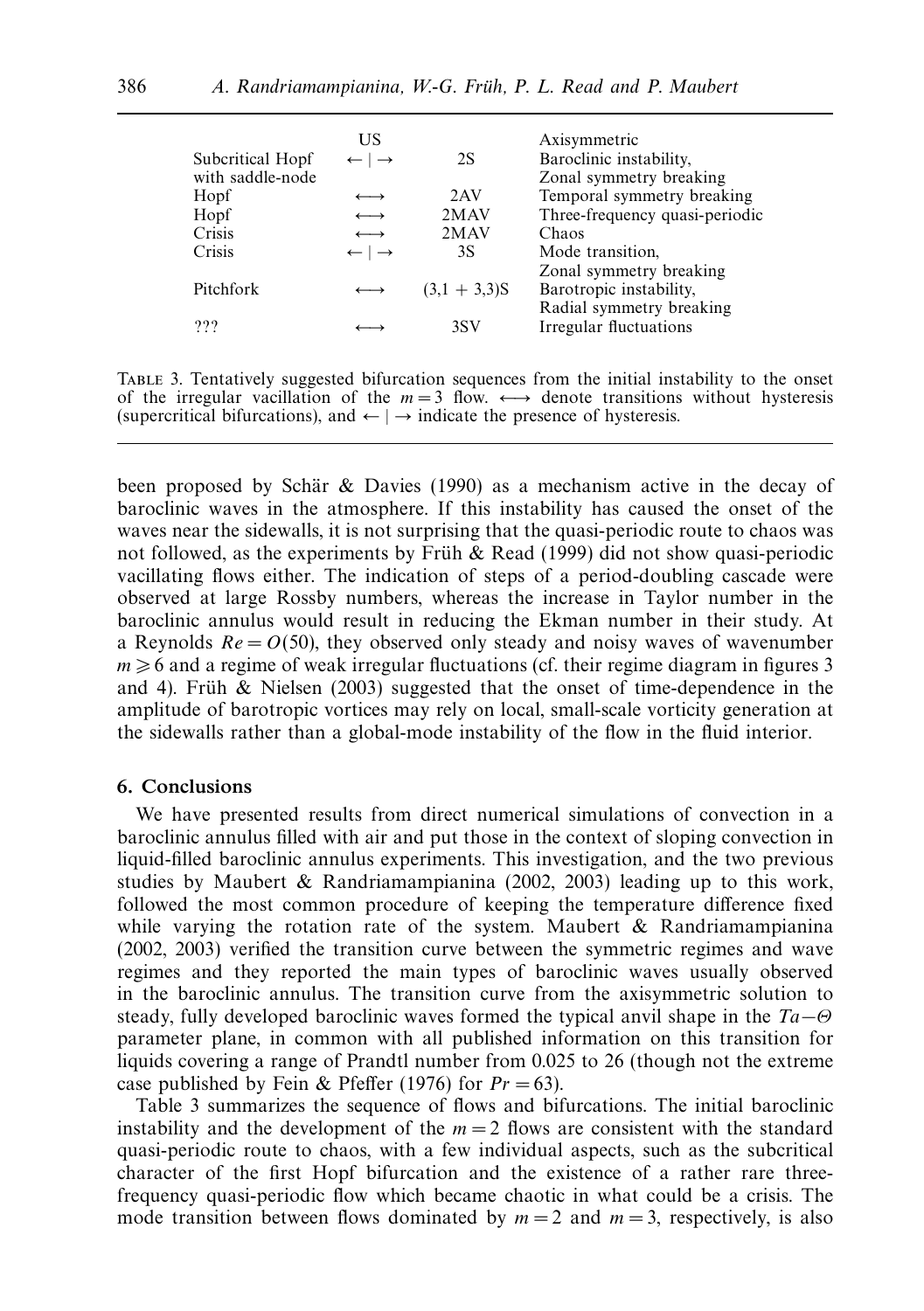| Bifurcation | Transition | Flow | Description |
|---|---|---|---|
| | US | | Axisymmetric |
| Subcritical Hopf with saddle-node | $\leftarrow \mid \rightarrow$ | 2S | Baroclinic instability, Zonal symmetry breaking |
| Hopf | $\longleftrightarrow$ | 2AV | Temporal symmetry breaking |
| Hopf | $\longleftrightarrow$ | 2MAV | Three-frequency quasi-periodic |
| Crisis | $\longleftrightarrow$ | 2MAV | Chaos |
| Crisis | $\leftarrow \mid \rightarrow$ | 3S | Mode transition, Zonal symmetry breaking |
| Pitchfork | $\longleftrightarrow$ | (3,1 + 3,3)S | Barotropic instability, Radial symmetry breaking |
| ??? | $\longleftrightarrow$ | 3SV | Irregular fluctuations |

Table 3. Tentatively suggested bifurcation sequences from the initial instability to the onset of the irregular vacillation of the $m = 3$ flow. $\longleftrightarrow$ denote transitions without hysteresis (supercritical bifurcations), and $\leftarrow \mid \rightarrow$ indicate the presence of hysteresis.

been proposed by Schär & Davies (1990) as a mechanism active in the decay of baroclinic waves in the atmosphere. If this instability has caused the onset of the waves near the sidewalls, it is not surprising that the quasi-periodic route to chaos was not followed, as the experiments by Früh & Read (1999) did not show quasi-periodic vacillating flows either. The indication of steps of a period-doubling cascade were observed at large Rossby numbers, whereas the increase in Taylor number in the baroclinic annulus would result in reducing the Ekman number in their study. At a Reynolds $Re = O(50)$, they observed only steady and noisy waves of wavenumber $m \geqslant 6$ and a regime of weak irregular fluctuations (cf. their regime diagram in figures 3 and 4). Früh & Nielsen (2003) suggested that the onset of time-dependence in the amplitude of barotropic vortices may rely on local, small-scale vorticity generation at the sidewalls rather than a global-mode instability of the flow in the fluid interior.

## 6. Conclusions

We have presented results from direct numerical simulations of convection in a baroclinic annulus filled with air and put those in the context of sloping convection in liquid-filled baroclinic annulus experiments. This investigation, and the two previous studies by Maubert & Randriamampianina (2002, 2003) leading up to this work, followed the most common procedure of keeping the temperature difference fixed while varying the rotation rate of the system. Maubert & Randriamampianina (2002, 2003) verified the transition curve between the symmetric regimes and wave regimes and they reported the main types of baroclinic waves usually observed in the baroclinic annulus. The transition curve from the axisymmetric solution to steady, fully developed baroclinic waves formed the typical anvil shape in the $Ta-\Theta$ parameter plane, in common with all published information on this transition for liquids covering a range of Prandtl number from 0.025 to 26 (though not the extreme case published by Fein & Pfeffer (1976) for $Pr = 63$).

Table 3 summarizes the sequence of flows and bifurcations. The initial baroclinic instability and the development of the $m = 2$ flows are consistent with the standard quasi-periodic route to chaos, with a few individual aspects, such as the subcritical character of the first Hopf bifurcation and the existence of a rather rare three-frequency quasi-periodic flow which became chaotic in what could be a crisis. The mode transition between flows dominated by $m = 2$ and $m = 3$, respectively, is also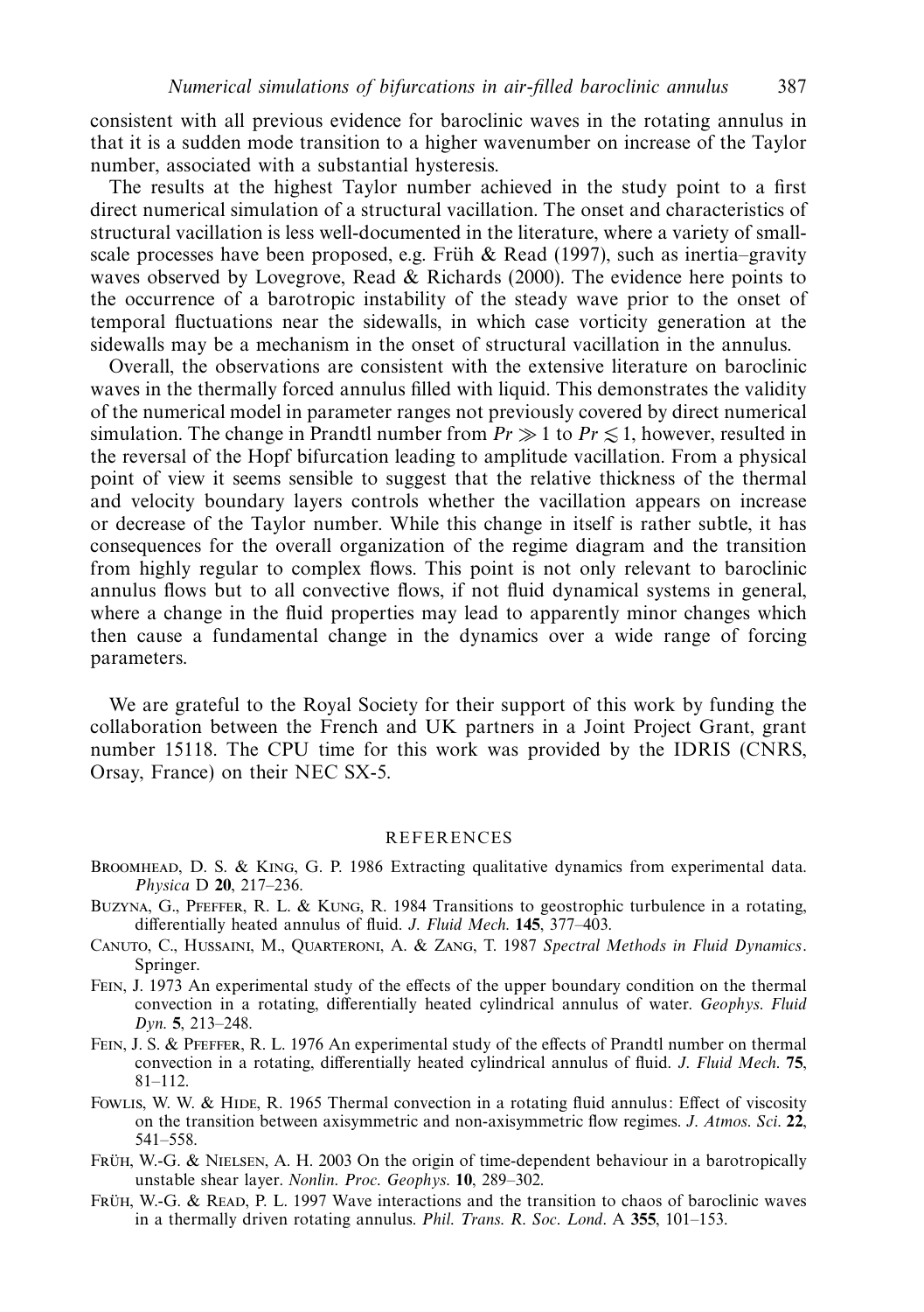consistent with all previous evidence for baroclinic waves in the rotating annulus in that it is a sudden mode transition to a higher wavenumber on increase of the Taylor number, associated with a substantial hysteresis.

The results at the highest Taylor number achieved in the study point to a first direct numerical simulation of a structural vacillation. The onset and characteristics of structural vacillation is less well-documented in the literature, where a variety of small-scale processes have been proposed, e.g. Früh & Read (1997), such as inertia–gravity waves observed by Lovegrove, Read & Richards (2000). The evidence here points to the occurrence of a barotropic instability of the steady wave prior to the onset of temporal fluctuations near the sidewalls, in which case vorticity generation at the sidewalls may be a mechanism in the onset of structural vacillation in the annulus.

Overall, the observations are consistent with the extensive literature on baroclinic waves in the thermally forced annulus filled with liquid. This demonstrates the validity of the numerical model in parameter ranges not previously covered by direct numerical simulation. The change in Prandtl number from $Pr \gg 1$ to $Pr \lesssim 1$, however, resulted in the reversal of the Hopf bifurcation leading to amplitude vacillation. From a physical point of view it seems sensible to suggest that the relative thickness of the thermal and velocity boundary layers controls whether the vacillation appears on increase or decrease of the Taylor number. While this change in itself is rather subtle, it has consequences for the overall organization of the regime diagram and the transition from highly regular to complex flows. This point is not only relevant to baroclinic annulus flows but to all convective flows, if not fluid dynamical systems in general, where a change in the fluid properties may lead to apparently minor changes which then cause a fundamental change in the dynamics over a wide range of forcing parameters.

We are grateful to the Royal Society for their support of this work by funding the collaboration between the French and UK partners in a Joint Project Grant, grant number 15118. The CPU time for this work was provided by the IDRIS (CNRS, Orsay, France) on their NEC SX-5.

## REFERENCES

Broomhead, D. S. & King, G. P. 1986 Extracting qualitative dynamics from experimental data. *Physica* D **20**, 217–236.

Buzyna, G., Pfeffer, R. L. & Kung, R. 1984 Transitions to geostrophic turbulence in a rotating, differentially heated annulus of fluid. *J. Fluid Mech.* **145**, 377–403.

Canuto, C., Hussaini, M., Quarteroni, A. & Zang, T. 1987 *Spectral Methods in Fluid Dynamics*. Springer.

Fein, J. 1973 An experimental study of the effects of the upper boundary condition on the thermal convection in a rotating, differentially heated cylindrical annulus of water. *Geophys. Fluid Dyn.* **5**, 213–248.

Fein, J. S. & Pfeffer, R. L. 1976 An experimental study of the effects of Prandtl number on thermal convection in a rotating, differentially heated cylindrical annulus of fluid. *J. Fluid Mech.* **75**, 81–112.

Fowlis, W. W. & Hide, R. 1965 Thermal convection in a rotating fluid annulus: Effect of viscosity on the transition between axisymmetric and non-axisymmetric flow regimes. *J. Atmos. Sci.* **22**, 541–558.

Früh, W.-G. & Nielsen, A. H. 2003 On the origin of time-dependent behaviour in a barotropically unstable shear layer. *Nonlin. Proc. Geophys.* **10**, 289–302.

Früh, W.-G. & Read, P. L. 1997 Wave interactions and the transition to chaos of baroclinic waves in a thermally driven rotating annulus. *Phil. Trans. R. Soc. Lond.* A **355**, 101–153.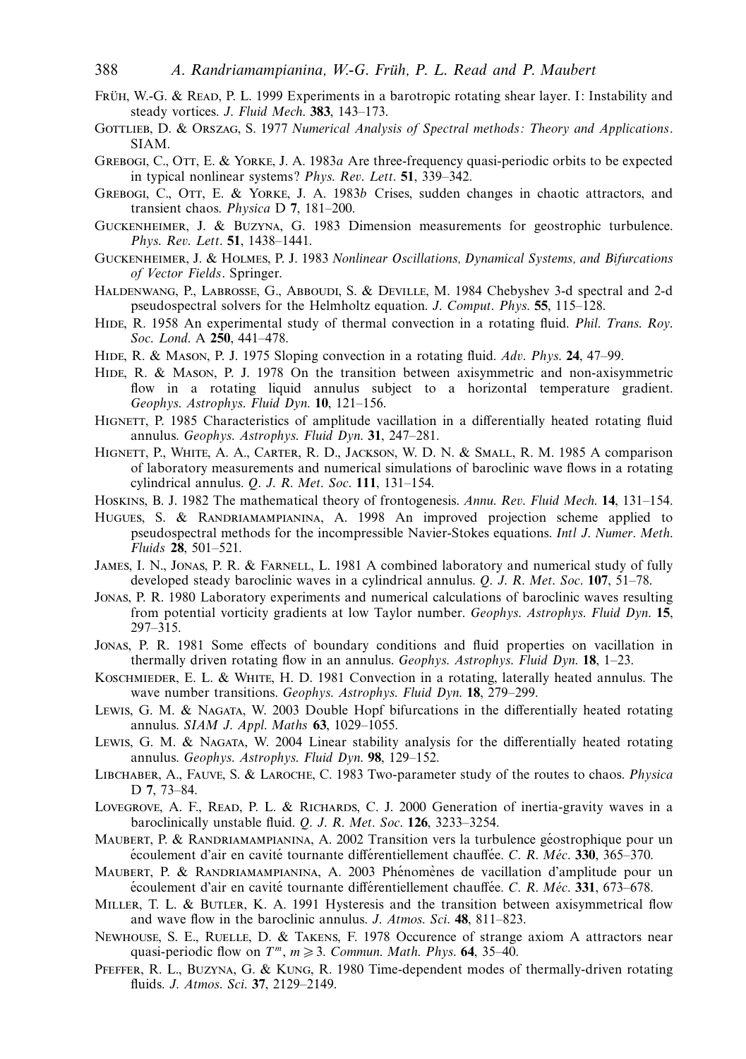Früh, W.-G. & Read, P. L. 1999 Experiments in a barotropic rotating shear layer. I: Instability and steady vortices. *J. Fluid Mech.* **383**, 143–173.

Gottlieb, D. & Orszag, S. 1977 *Numerical Analysis of Spectral methods: Theory and Applications*. SIAM.

Grebogi, C., Ott, E. & Yorke, J. A. 1983*a* Are three-frequency quasi-periodic orbits to be expected in typical nonlinear systems? *Phys. Rev. Lett.* **51**, 339–342.

Grebogi, C., Ott, E. & Yorke, J. A. 1983*b* Crises, sudden changes in chaotic attractors, and transient chaos. *Physica* D **7**, 181–200.

Guckenheimer, J. & Buzyna, G. 1983 Dimension measurements for geostrophic turbulence. *Phys. Rev. Lett.* **51**, 1438–1441.

Guckenheimer, J. & Holmes, P. J. 1983 *Nonlinear Oscillations, Dynamical Systems, and Bifurcations of Vector Fields*. Springer.

Haldenwang, P., Labrosse, G., Abboudi, S. & Deville, M. 1984 Chebyshev 3-d spectral and 2-d pseudospectral solvers for the Helmholtz equation. *J. Comput. Phys.* **55**, 115–128.

Hide, R. 1958 An experimental study of thermal convection in a rotating fluid. *Phil. Trans. Roy. Soc. Lond.* A **250**, 441–478.

Hide, R. & Mason, P. J. 1975 Sloping convection in a rotating fluid. *Adv. Phys.* **24**, 47–99.

Hide, R. & Mason, P. J. 1978 On the transition between axisymmetric and non-axisymmetric flow in a rotating liquid annulus subject to a horizontal temperature gradient. *Geophys. Astrophys. Fluid Dyn.* **10**, 121–156.

Hignett, P. 1985 Characteristics of amplitude vacillation in a differentially heated rotating fluid annulus. *Geophys. Astrophys. Fluid Dyn.* **31**, 247–281.

Hignett, P., White, A. A., Carter, R. D., Jackson, W. D. N. & Small, R. M. 1985 A comparison of laboratory measurements and numerical simulations of baroclinic wave flows in a rotating cylindrical annulus. *Q. J. R. Met. Soc.* **111**, 131–154.

Hoskins, B. J. 1982 The mathematical theory of frontogenesis. *Annu. Rev. Fluid Mech.* **14**, 131–154.

Hugues, S. & Randriamampianina, A. 1998 An improved projection scheme applied to pseudospectral methods for the incompressible Navier-Stokes equations. *Intl J. Numer. Meth. Fluids* **28**, 501–521.

James, I. N., Jonas, P. R. & Farnell, L. 1981 A combined laboratory and numerical study of fully developed steady baroclinic waves in a cylindrical annulus. *Q. J. R. Met. Soc.* **107**, 51–78.

Jonas, P. R. 1980 Laboratory experiments and numerical calculations of baroclinic waves resulting from potential vorticity gradients at low Taylor number. *Geophys. Astrophys. Fluid Dyn.* **15**, 297–315.

Jonas, P. R. 1981 Some effects of boundary conditions and fluid properties on vacillation in thermally driven rotating flow in an annulus. *Geophys. Astrophys. Fluid Dyn.* **18**, 1–23.

Koschmieder, E. L. & White, H. D. 1981 Convection in a rotating, laterally heated annulus. The wave number transitions. *Geophys. Astrophys. Fluid Dyn.* **18**, 279–299.

Lewis, G. M. & Nagata, W. 2003 Double Hopf bifurcations in the differentially heated rotating annulus. *SIAM J. Appl. Maths* **63**, 1029–1055.

Lewis, G. M. & Nagata, W. 2004 Linear stability analysis for the differentially heated rotating annulus. *Geophys. Astrophys. Fluid Dyn.* **98**, 129–152.

Libchaber, A., Fauve, S. & Laroche, C. 1983 Two-parameter study of the routes to chaos. *Physica* D **7**, 73–84.

Lovegrove, A. F., Read, P. L. & Richards, C. J. 2000 Generation of inertia-gravity waves in a baroclinically unstable fluid. *Q. J. R. Met. Soc.* **126**, 3233–3254.

Maubert, P. & Randriamampianina, A. 2002 Transition vers la turbulence géostrophique pour un écoulement d'air en cavité tournante différentiellement chauffée. *C. R. Méc.* **330**, 365–370.

Maubert, P. & Randriamampianina, A. 2003 Phénomènes de vacillation d'amplitude pour un écoulement d'air en cavité tournante différentiellement chauffée. *C. R. Méc.* **331**, 673–678.

Miller, T. L. & Butler, K. A. 1991 Hysteresis and the transition between axisymmetrical flow and wave flow in the baroclinic annulus. *J. Atmos. Sci.* **48**, 811–823.

Newhouse, S. E., Ruelle, D. & Takens, F. 1978 Occurence of strange axiom A attractors near quasi-periodic flow on $T^m$, $m \geqslant 3$. *Commun. Math. Phys.* **64**, 35–40.

Pfeffer, R. L., Buzyna, G. & Kung, R. 1980 Time-dependent modes of thermally-driven rotating fluids. *J. Atmos. Sci.* **37**, 2129–2149.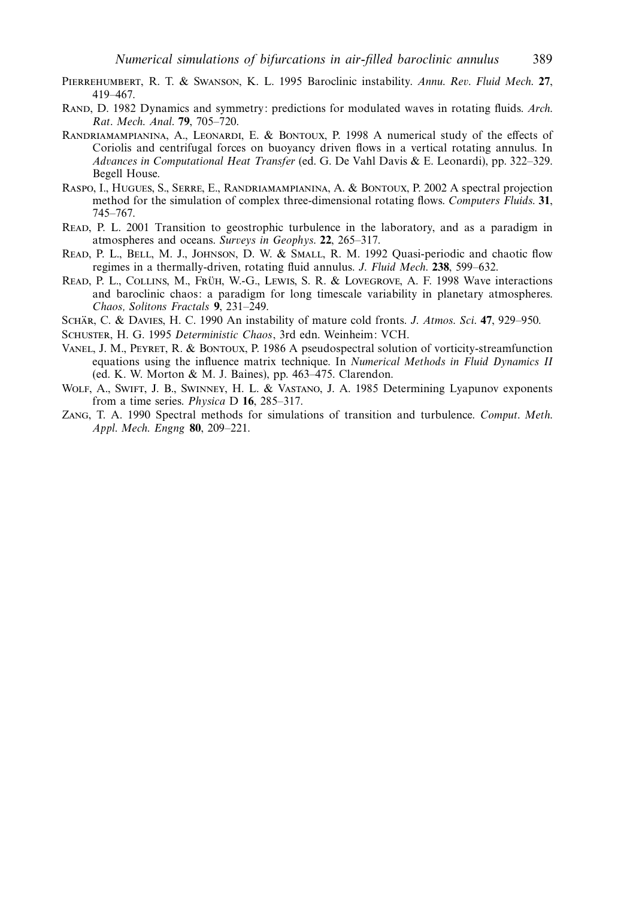Pierrehumbert, R. T. & Swanson, K. L. 1995 Baroclinic instability. *Annu. Rev. Fluid Mech.* **27**, 419–467.

Rand, D. 1982 Dynamics and symmetry: predictions for modulated waves in rotating fluids. *Arch. Rat. Mech. Anal.* **79**, 705–720.

Randriamampianina, A., Leonardi, E. & Bontoux, P. 1998 A numerical study of the effects of Coriolis and centrifugal forces on buoyancy driven flows in a vertical rotating annulus. In *Advances in Computational Heat Transfer* (ed. G. De Vahl Davis & E. Leonardi), pp. 322–329. Begell House.

Raspo, I., Hugues, S., Serre, E., Randriamampianina, A. & Bontoux, P. 2002 A spectral projection method for the simulation of complex three-dimensional rotating flows. *Computers Fluids.* **31**, 745–767.

Read, P. L. 2001 Transition to geostrophic turbulence in the laboratory, and as a paradigm in atmospheres and oceans. *Surveys in Geophys.* **22**, 265–317.

Read, P. L., Bell, M. J., Johnson, D. W. & Small, R. M. 1992 Quasi-periodic and chaotic flow regimes in a thermally-driven, rotating fluid annulus. *J. Fluid Mech.* **238**, 599–632.

Read, P. L., Collins, M., Früh, W.-G., Lewis, S. R. & Lovegrove, A. F. 1998 Wave interactions and baroclinic chaos: a paradigm for long timescale variability in planetary atmospheres. *Chaos, Solitons Fractals* **9**, 231–249.

Schär, C. & Davies, H. C. 1990 An instability of mature cold fronts. *J. Atmos. Sci.* **47**, 929–950.

Schuster, H. G. 1995 *Deterministic Chaos*, 3rd edn. Weinheim: VCH.

Vanel, J. M., Peyret, R. & Bontoux, P. 1986 A pseudospectral solution of vorticity-streamfunction equations using the influence matrix technique. In *Numerical Methods in Fluid Dynamics II* (ed. K. W. Morton & M. J. Baines), pp. 463–475. Clarendon.

Wolf, A., Swift, J. B., Swinney, H. L. & Vastano, J. A. 1985 Determining Lyapunov exponents from a time series. *Physica* D **16**, 285–317.

Zang, T. A. 1990 Spectral methods for simulations of transition and turbulence. *Comput. Meth. Appl. Mech. Engng* **80**, 209–221.